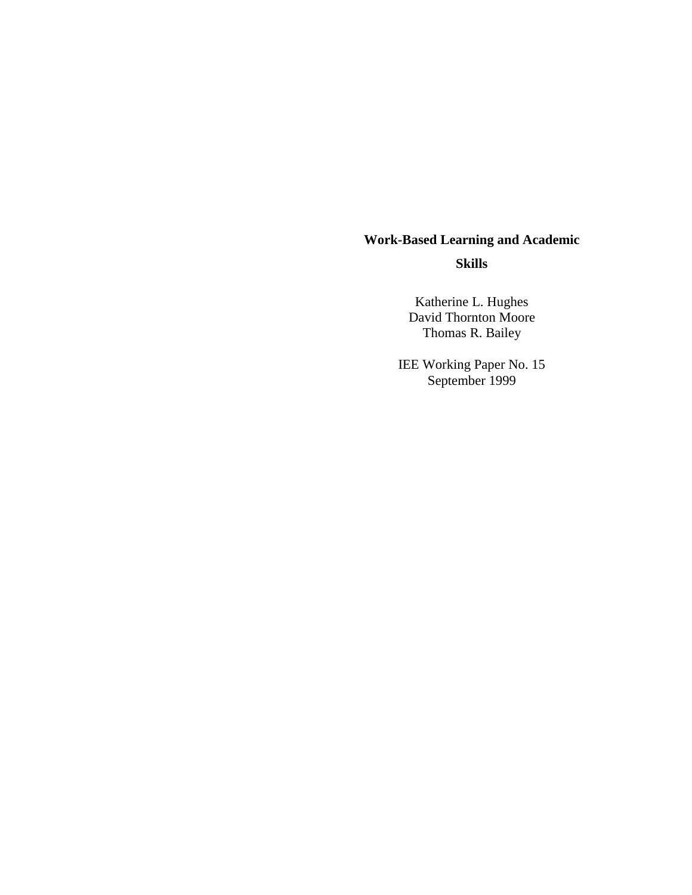# Work-Based Learning and Academic Skills

Katherine L. Hughes
David Thornton Moore
Thomas R. Bailey

IEE Working Paper No. 15
September 1999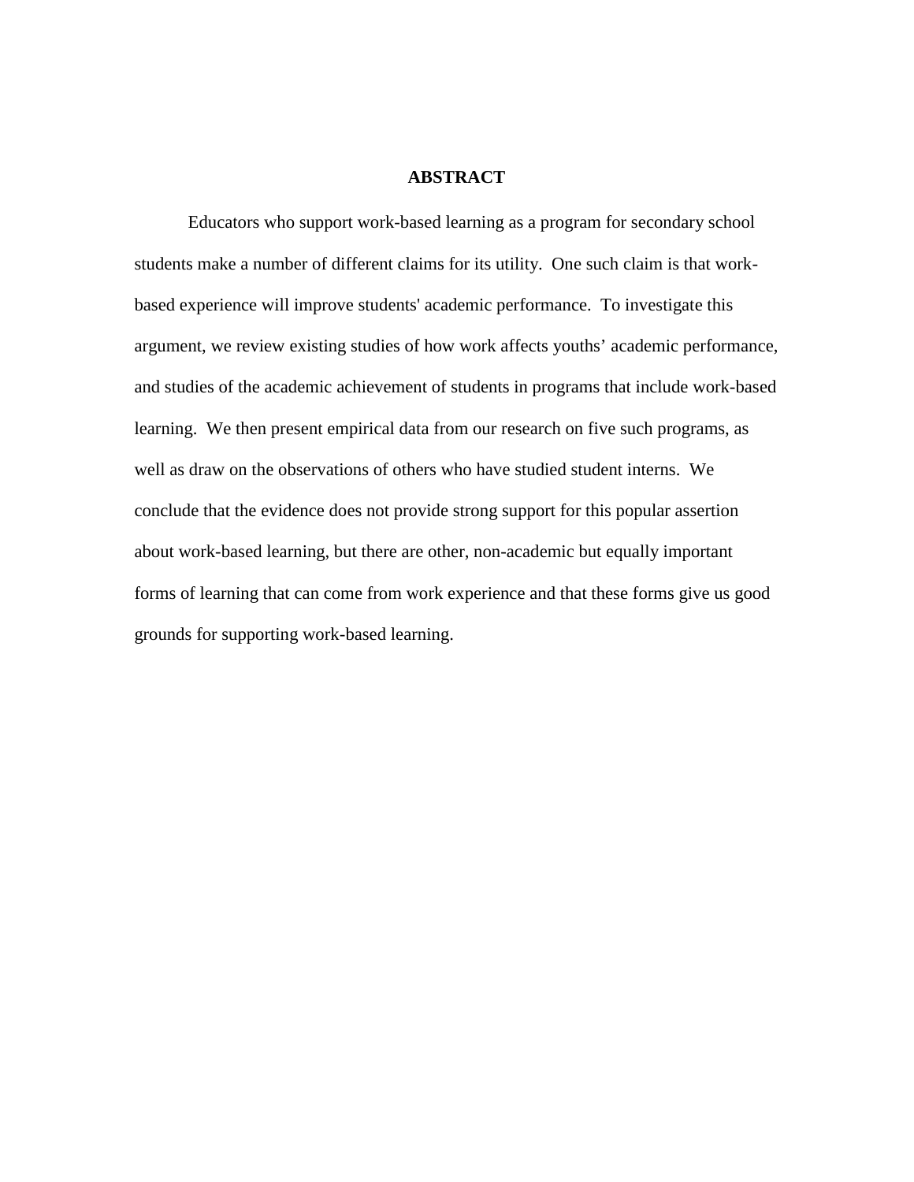# ABSTRACT

Educators who support work-based learning as a program for secondary school students make a number of different claims for its utility. One such claim is that work-based experience will improve students' academic performance. To investigate this argument, we review existing studies of how work affects youths' academic performance, and studies of the academic achievement of students in programs that include work-based learning. We then present empirical data from our research on five such programs, as well as draw on the observations of others who have studied student interns. We conclude that the evidence does not provide strong support for this popular assertion about work-based learning, but there are other, non-academic but equally important forms of learning that can come from work experience and that these forms give us good grounds for supporting work-based learning.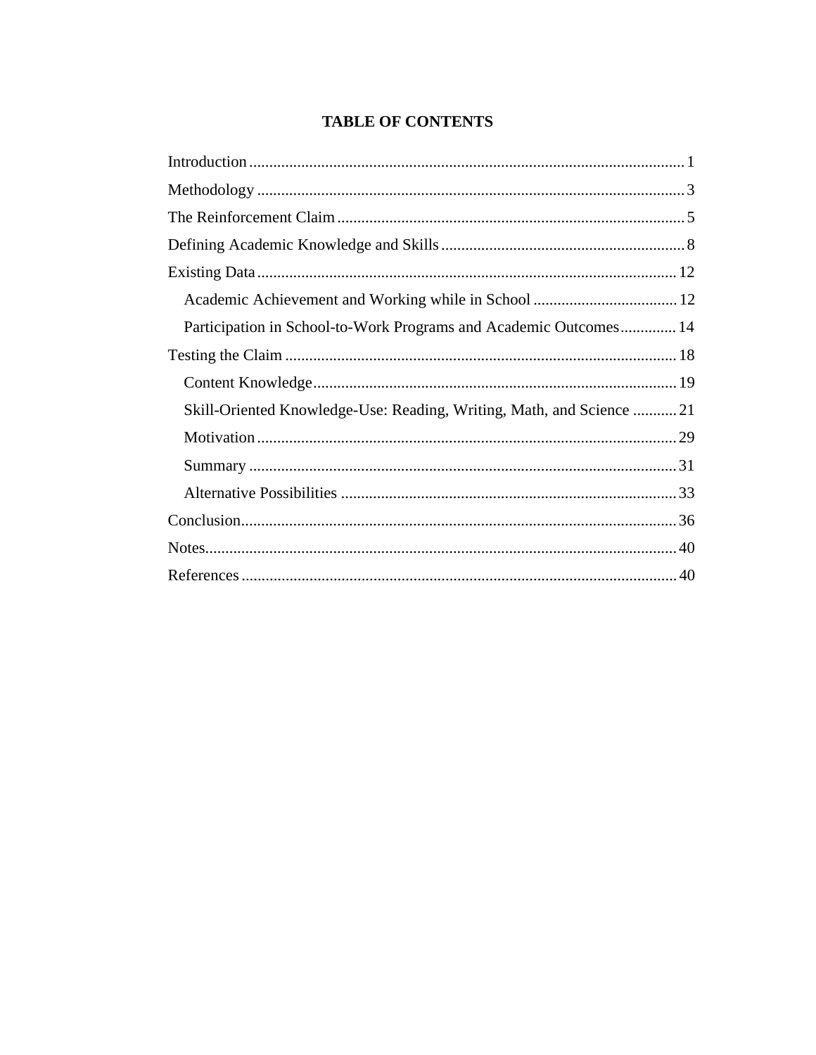# TABLE OF CONTENTS

Introduction ... 1
Methodology ... 3
The Reinforcement Claim ... 5
Defining Academic Knowledge and Skills ... 8
Existing Data ... 12
  Academic Achievement and Working while in School ... 12
  Participation in School-to-Work Programs and Academic Outcomes ... 14
Testing the Claim ... 18
  Content Knowledge ... 19
  Skill-Oriented Knowledge-Use: Reading, Writing, Math, and Science ... 21
  Motivation ... 29
  Summary ... 31
  Alternative Possibilities ... 33
Conclusion ... 36
Notes ... 40
References ... 40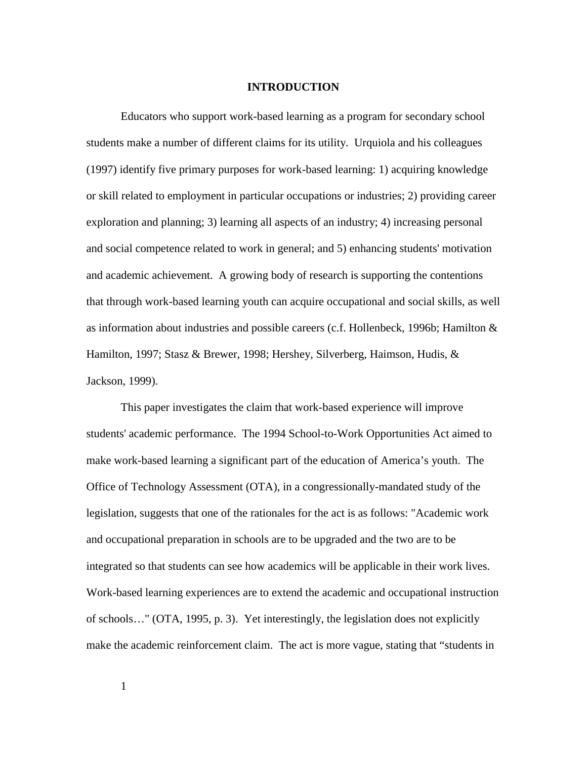# INTRODUCTION

Educators who support work-based learning as a program for secondary school students make a number of different claims for its utility. Urquiola and his colleagues (1997) identify five primary purposes for work-based learning: 1) acquiring knowledge or skill related to employment in particular occupations or industries; 2) providing career exploration and planning; 3) learning all aspects of an industry; 4) increasing personal and social competence related to work in general; and 5) enhancing students' motivation and academic achievement. A growing body of research is supporting the contentions that through work-based learning youth can acquire occupational and social skills, as well as information about industries and possible careers (c.f. Hollenbeck, 1996b; Hamilton & Hamilton, 1997; Stasz & Brewer, 1998; Hershey, Silverberg, Haimson, Hudis, & Jackson, 1999).

This paper investigates the claim that work-based experience will improve students' academic performance. The 1994 School-to-Work Opportunities Act aimed to make work-based learning a significant part of the education of America's youth. The Office of Technology Assessment (OTA), in a congressionally-mandated study of the legislation, suggests that one of the rationales for the act is as follows: "Academic work and occupational preparation in schools are to be upgraded and the two are to be integrated so that students can see how academics will be applicable in their work lives. Work-based learning experiences are to extend the academic and occupational instruction of schools…" (OTA, 1995, p. 3). Yet interestingly, the legislation does not explicitly make the academic reinforcement claim. The act is more vague, stating that "students in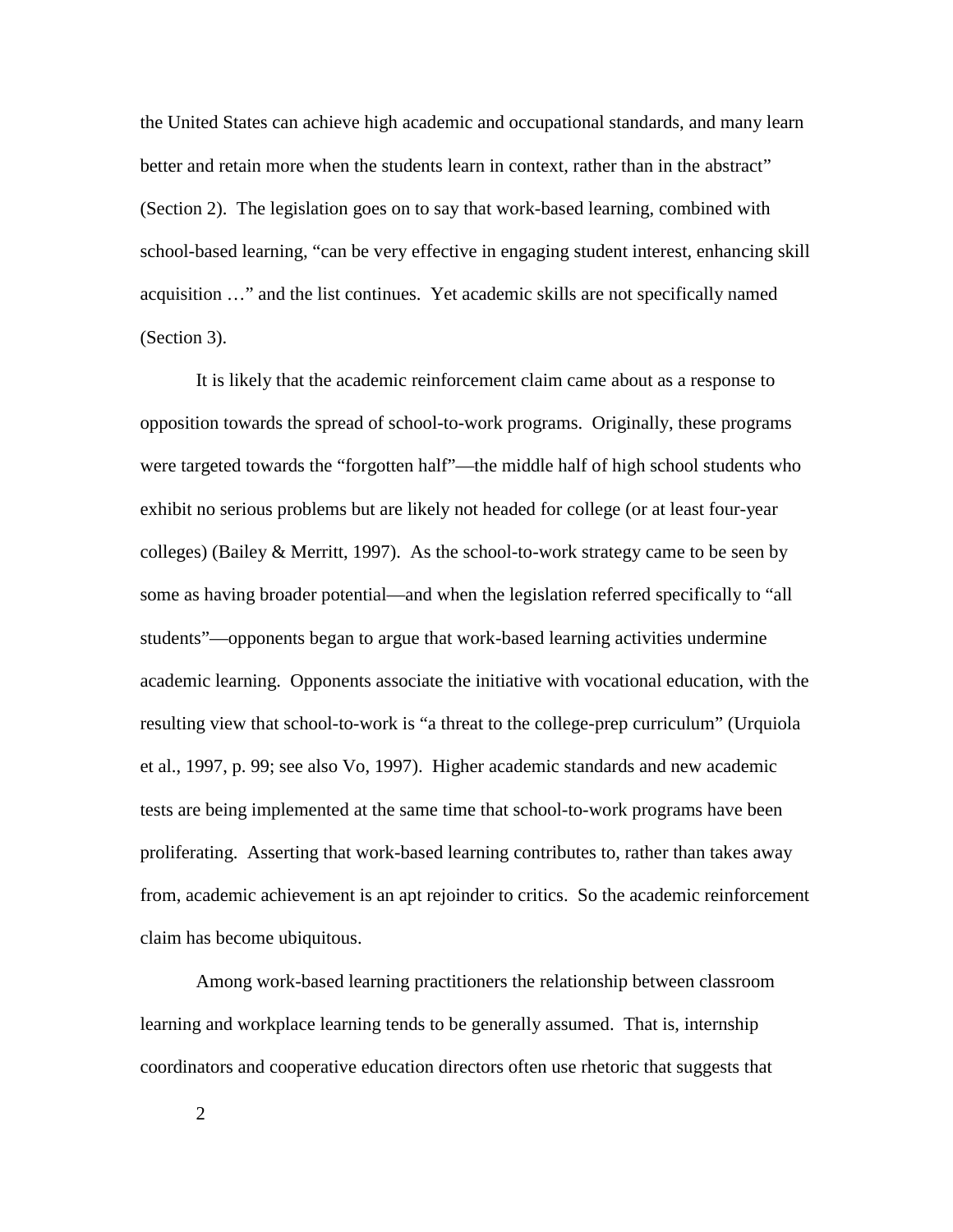the United States can achieve high academic and occupational standards, and many learn better and retain more when the students learn in context, rather than in the abstract" (Section 2). The legislation goes on to say that work-based learning, combined with school-based learning, "can be very effective in engaging student interest, enhancing skill acquisition …" and the list continues. Yet academic skills are not specifically named (Section 3).

It is likely that the academic reinforcement claim came about as a response to opposition towards the spread of school-to-work programs. Originally, these programs were targeted towards the "forgotten half"—the middle half of high school students who exhibit no serious problems but are likely not headed for college (or at least four-year colleges) (Bailey & Merritt, 1997). As the school-to-work strategy came to be seen by some as having broader potential—and when the legislation referred specifically to "all students"—opponents began to argue that work-based learning activities undermine academic learning. Opponents associate the initiative with vocational education, with the resulting view that school-to-work is "a threat to the college-prep curriculum" (Urquiola et al., 1997, p. 99; see also Vo, 1997). Higher academic standards and new academic tests are being implemented at the same time that school-to-work programs have been proliferating. Asserting that work-based learning contributes to, rather than takes away from, academic achievement is an apt rejoinder to critics. So the academic reinforcement claim has become ubiquitous.

Among work-based learning practitioners the relationship between classroom learning and workplace learning tends to be generally assumed. That is, internship coordinators and cooperative education directors often use rhetoric that suggests that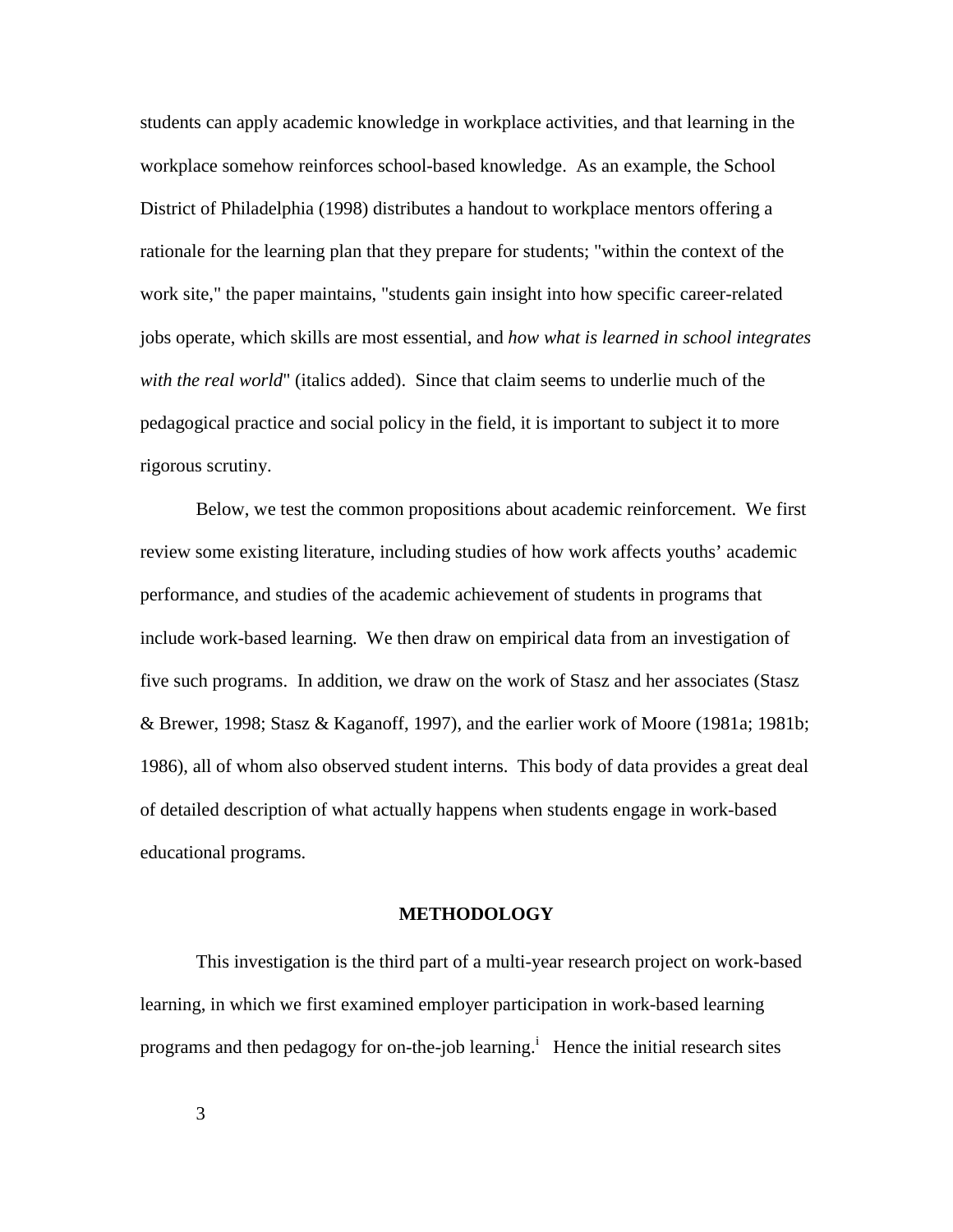students can apply academic knowledge in workplace activities, and that learning in the workplace somehow reinforces school-based knowledge. As an example, the School District of Philadelphia (1998) distributes a handout to workplace mentors offering a rationale for the learning plan that they prepare for students; "within the context of the work site," the paper maintains, "students gain insight into how specific career-related jobs operate, which skills are most essential, and *how what is learned in school integrates with the real world*" (italics added). Since that claim seems to underlie much of the pedagogical practice and social policy in the field, it is important to subject it to more rigorous scrutiny.

Below, we test the common propositions about academic reinforcement. We first review some existing literature, including studies of how work affects youths' academic performance, and studies of the academic achievement of students in programs that include work-based learning. We then draw on empirical data from an investigation of five such programs. In addition, we draw on the work of Stasz and her associates (Stasz & Brewer, 1998; Stasz & Kaganoff, 1997), and the earlier work of Moore (1981a; 1981b; 1986), all of whom also observed student interns. This body of data provides a great deal of detailed description of what actually happens when students engage in work-based educational programs.

## METHODOLOGY

This investigation is the third part of a multi-year research project on work-based learning, in which we first examined employer participation in work-based learning programs and then pedagogy for on-the-job learning.[i] Hence the initial research sites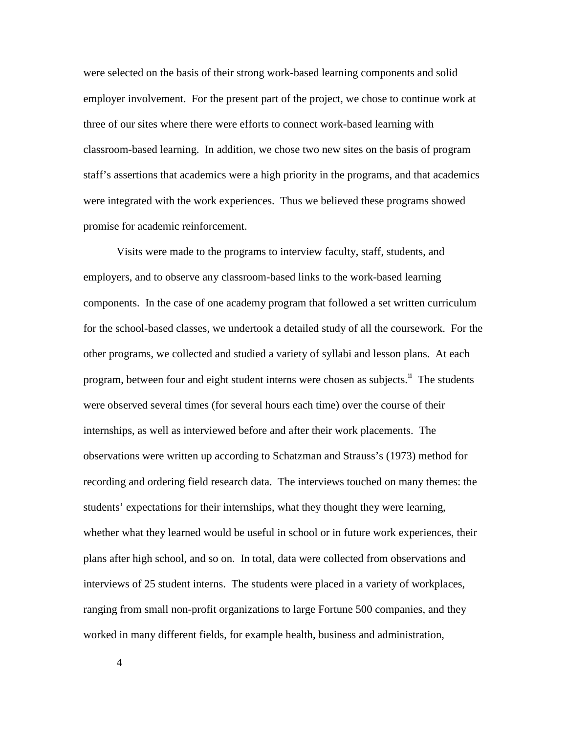were selected on the basis of their strong work-based learning components and solid employer involvement. For the present part of the project, we chose to continue work at three of our sites where there were efforts to connect work-based learning with classroom-based learning. In addition, we chose two new sites on the basis of program staff's assertions that academics were a high priority in the programs, and that academics were integrated with the work experiences. Thus we believed these programs showed promise for academic reinforcement.

Visits were made to the programs to interview faculty, staff, students, and employers, and to observe any classroom-based links to the work-based learning components. In the case of one academy program that followed a set written curriculum for the school-based classes, we undertook a detailed study of all the coursework. For the other programs, we collected and studied a variety of syllabi and lesson plans. At each program, between four and eight student interns were chosen as subjects.[ii] The students were observed several times (for several hours each time) over the course of their internships, as well as interviewed before and after their work placements. The observations were written up according to Schatzman and Strauss's (1973) method for recording and ordering field research data. The interviews touched on many themes: the students' expectations for their internships, what they thought they were learning, whether what they learned would be useful in school or in future work experiences, their plans after high school, and so on. In total, data were collected from observations and interviews of 25 student interns. The students were placed in a variety of workplaces, ranging from small non-profit organizations to large Fortune 500 companies, and they worked in many different fields, for example health, business and administration,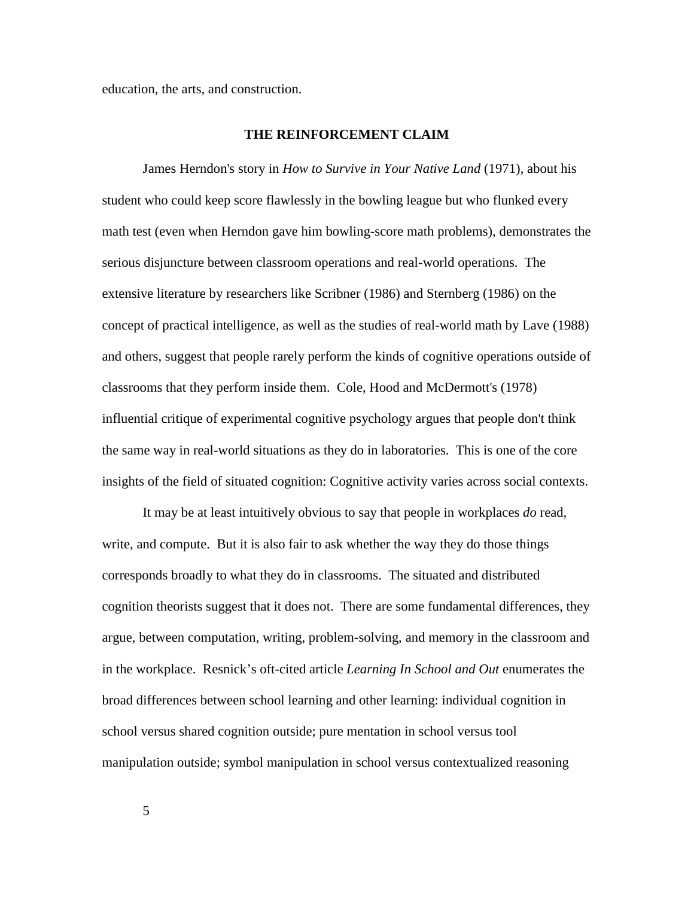education, the arts, and construction.

## THE REINFORCEMENT CLAIM

James Herndon's story in *How to Survive in Your Native Land* (1971), about his student who could keep score flawlessly in the bowling league but who flunked every math test (even when Herndon gave him bowling-score math problems), demonstrates the serious disjuncture between classroom operations and real-world operations. The extensive literature by researchers like Scribner (1986) and Sternberg (1986) on the concept of practical intelligence, as well as the studies of real-world math by Lave (1988) and others, suggest that people rarely perform the kinds of cognitive operations outside of classrooms that they perform inside them. Cole, Hood and McDermott's (1978) influential critique of experimental cognitive psychology argues that people don't think the same way in real-world situations as they do in laboratories. This is one of the core insights of the field of situated cognition: Cognitive activity varies across social contexts.

It may be at least intuitively obvious to say that people in workplaces *do* read, write, and compute. But it is also fair to ask whether the way they do those things corresponds broadly to what they do in classrooms. The situated and distributed cognition theorists suggest that it does not. There are some fundamental differences, they argue, between computation, writing, problem-solving, and memory in the classroom and in the workplace. Resnick's oft-cited article *Learning In School and Out* enumerates the broad differences between school learning and other learning: individual cognition in school versus shared cognition outside; pure mentation in school versus tool manipulation outside; symbol manipulation in school versus contextualized reasoning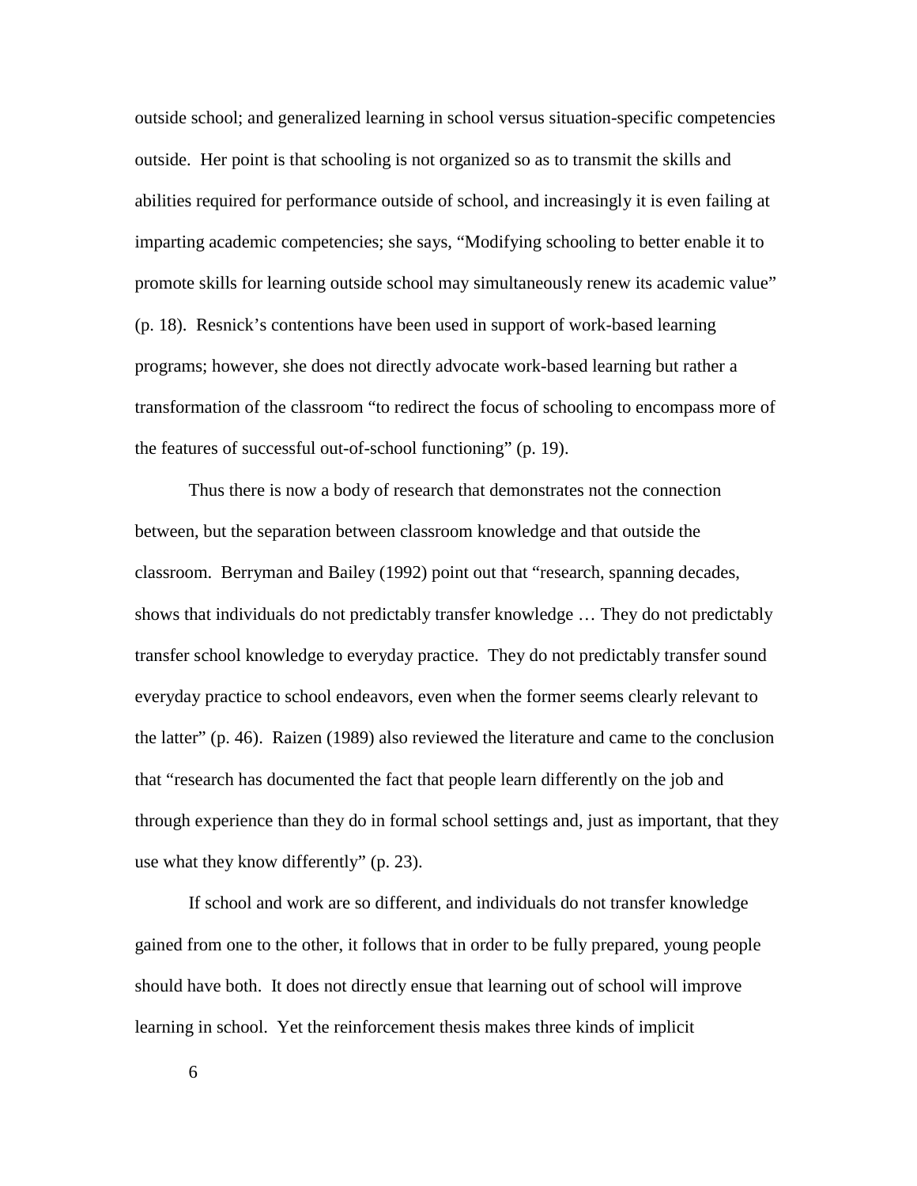outside school; and generalized learning in school versus situation-specific competencies outside. Her point is that schooling is not organized so as to transmit the skills and abilities required for performance outside of school, and increasingly it is even failing at imparting academic competencies; she says, "Modifying schooling to better enable it to promote skills for learning outside school may simultaneously renew its academic value" (p. 18). Resnick's contentions have been used in support of work-based learning programs; however, she does not directly advocate work-based learning but rather a transformation of the classroom "to redirect the focus of schooling to encompass more of the features of successful out-of-school functioning" (p. 19).

Thus there is now a body of research that demonstrates not the connection between, but the separation between classroom knowledge and that outside the classroom. Berryman and Bailey (1992) point out that "research, spanning decades, shows that individuals do not predictably transfer knowledge … They do not predictably transfer school knowledge to everyday practice. They do not predictably transfer sound everyday practice to school endeavors, even when the former seems clearly relevant to the latter" (p. 46). Raizen (1989) also reviewed the literature and came to the conclusion that "research has documented the fact that people learn differently on the job and through experience than they do in formal school settings and, just as important, that they use what they know differently" (p. 23).

If school and work are so different, and individuals do not transfer knowledge gained from one to the other, it follows that in order to be fully prepared, young people should have both. It does not directly ensue that learning out of school will improve learning in school. Yet the reinforcement thesis makes three kinds of implicit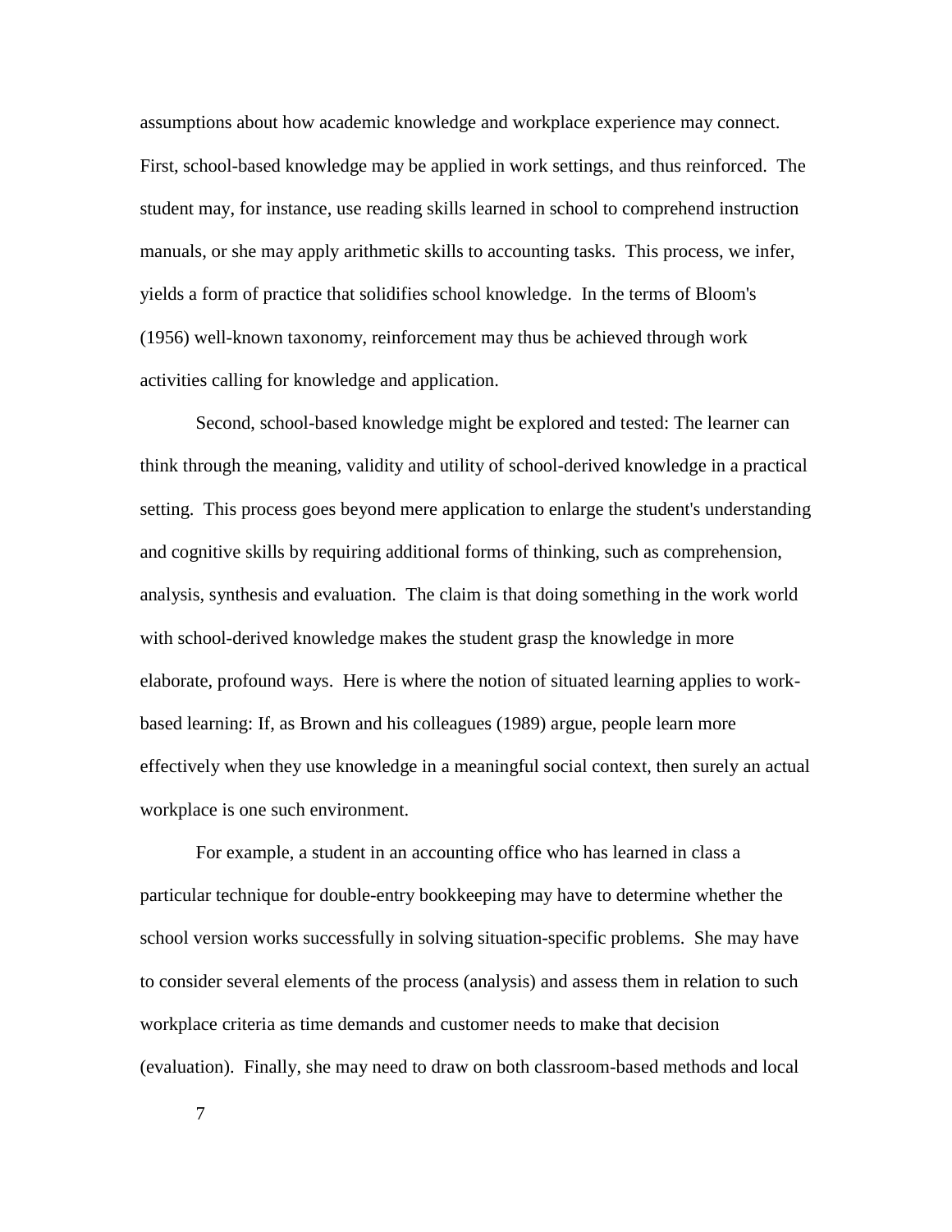assumptions about how academic knowledge and workplace experience may connect. First, school-based knowledge may be applied in work settings, and thus reinforced. The student may, for instance, use reading skills learned in school to comprehend instruction manuals, or she may apply arithmetic skills to accounting tasks. This process, we infer, yields a form of practice that solidifies school knowledge. In the terms of Bloom's (1956) well-known taxonomy, reinforcement may thus be achieved through work activities calling for knowledge and application.

Second, school-based knowledge might be explored and tested: The learner can think through the meaning, validity and utility of school-derived knowledge in a practical setting. This process goes beyond mere application to enlarge the student's understanding and cognitive skills by requiring additional forms of thinking, such as comprehension, analysis, synthesis and evaluation. The claim is that doing something in the work world with school-derived knowledge makes the student grasp the knowledge in more elaborate, profound ways. Here is where the notion of situated learning applies to work-based learning: If, as Brown and his colleagues (1989) argue, people learn more effectively when they use knowledge in a meaningful social context, then surely an actual workplace is one such environment.

For example, a student in an accounting office who has learned in class a particular technique for double-entry bookkeeping may have to determine whether the school version works successfully in solving situation-specific problems. She may have to consider several elements of the process (analysis) and assess them in relation to such workplace criteria as time demands and customer needs to make that decision (evaluation). Finally, she may need to draw on both classroom-based methods and local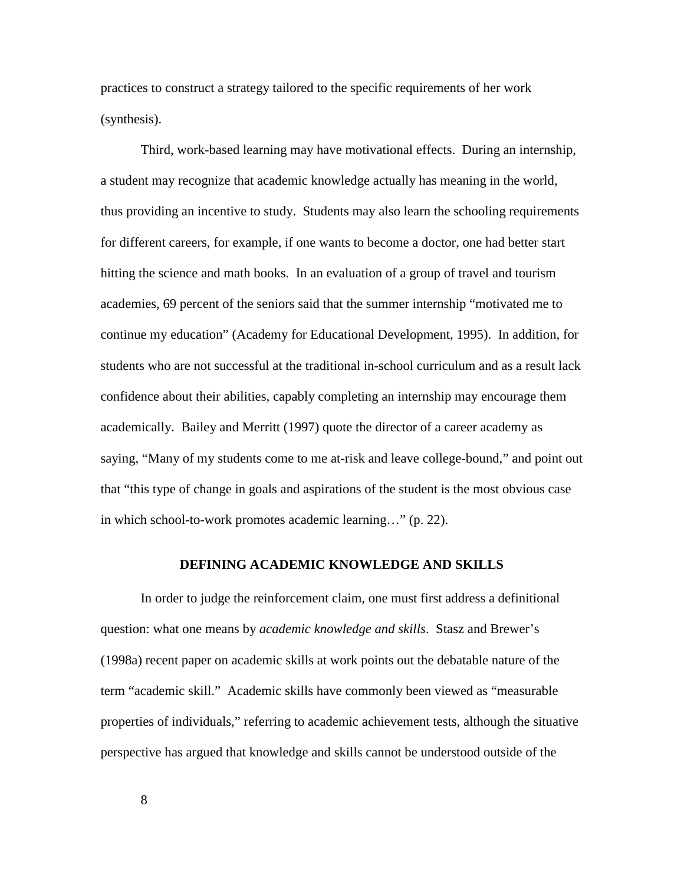practices to construct a strategy tailored to the specific requirements of her work (synthesis).

Third, work-based learning may have motivational effects. During an internship, a student may recognize that academic knowledge actually has meaning in the world, thus providing an incentive to study. Students may also learn the schooling requirements for different careers, for example, if one wants to become a doctor, one had better start hitting the science and math books. In an evaluation of a group of travel and tourism academies, 69 percent of the seniors said that the summer internship "motivated me to continue my education" (Academy for Educational Development, 1995). In addition, for students who are not successful at the traditional in-school curriculum and as a result lack confidence about their abilities, capably completing an internship may encourage them academically. Bailey and Merritt (1997) quote the director of a career academy as saying, "Many of my students come to me at-risk and leave college-bound," and point out that "this type of change in goals and aspirations of the student is the most obvious case in which school-to-work promotes academic learning…" (p. 22).

## DEFINING ACADEMIC KNOWLEDGE AND SKILLS

In order to judge the reinforcement claim, one must first address a definitional question: what one means by *academic knowledge and skills*. Stasz and Brewer's (1998a) recent paper on academic skills at work points out the debatable nature of the term "academic skill." Academic skills have commonly been viewed as "measurable properties of individuals," referring to academic achievement tests, although the situative perspective has argued that knowledge and skills cannot be understood outside of the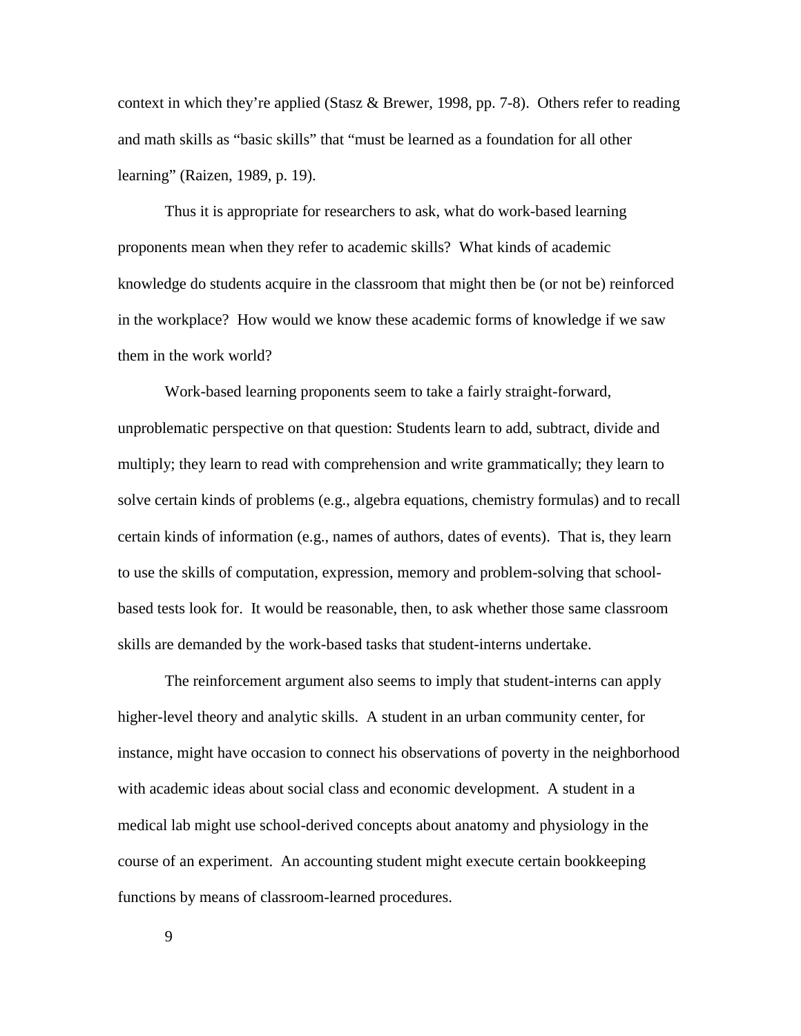context in which they're applied (Stasz & Brewer, 1998, pp. 7-8). Others refer to reading and math skills as "basic skills" that "must be learned as a foundation for all other learning" (Raizen, 1989, p. 19).

Thus it is appropriate for researchers to ask, what do work-based learning proponents mean when they refer to academic skills? What kinds of academic knowledge do students acquire in the classroom that might then be (or not be) reinforced in the workplace? How would we know these academic forms of knowledge if we saw them in the work world?

Work-based learning proponents seem to take a fairly straight-forward, unproblematic perspective on that question: Students learn to add, subtract, divide and multiply; they learn to read with comprehension and write grammatically; they learn to solve certain kinds of problems (e.g., algebra equations, chemistry formulas) and to recall certain kinds of information (e.g., names of authors, dates of events). That is, they learn to use the skills of computation, expression, memory and problem-solving that school-based tests look for. It would be reasonable, then, to ask whether those same classroom skills are demanded by the work-based tasks that student-interns undertake.

The reinforcement argument also seems to imply that student-interns can apply higher-level theory and analytic skills. A student in an urban community center, for instance, might have occasion to connect his observations of poverty in the neighborhood with academic ideas about social class and economic development. A student in a medical lab might use school-derived concepts about anatomy and physiology in the course of an experiment. An accounting student might execute certain bookkeeping functions by means of classroom-learned procedures.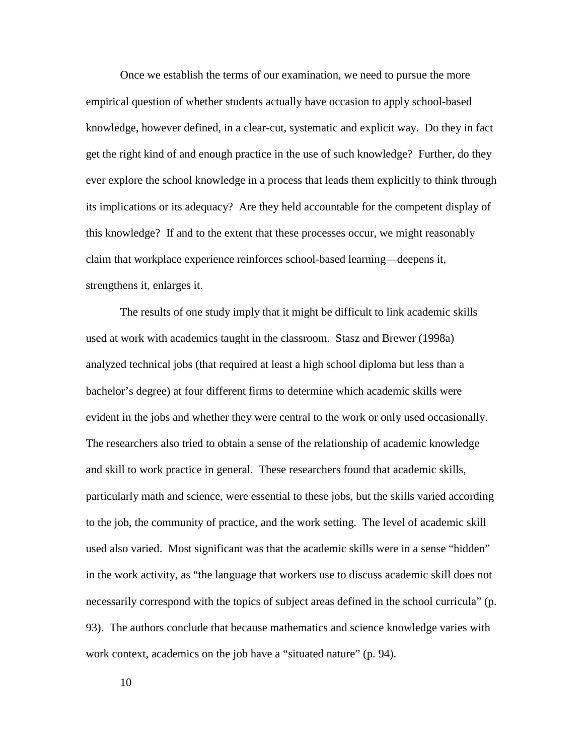Once we establish the terms of our examination, we need to pursue the more empirical question of whether students actually have occasion to apply school-based knowledge, however defined, in a clear-cut, systematic and explicit way. Do they in fact get the right kind of and enough practice in the use of such knowledge? Further, do they ever explore the school knowledge in a process that leads them explicitly to think through its implications or its adequacy? Are they held accountable for the competent display of this knowledge? If and to the extent that these processes occur, we might reasonably claim that workplace experience reinforces school-based learning—deepens it, strengthens it, enlarges it.

The results of one study imply that it might be difficult to link academic skills used at work with academics taught in the classroom. Stasz and Brewer (1998a) analyzed technical jobs (that required at least a high school diploma but less than a bachelor's degree) at four different firms to determine which academic skills were evident in the jobs and whether they were central to the work or only used occasionally. The researchers also tried to obtain a sense of the relationship of academic knowledge and skill to work practice in general. These researchers found that academic skills, particularly math and science, were essential to these jobs, but the skills varied according to the job, the community of practice, and the work setting. The level of academic skill used also varied. Most significant was that the academic skills were in a sense "hidden" in the work activity, as "the language that workers use to discuss academic skill does not necessarily correspond with the topics of subject areas defined in the school curricula" (p. 93). The authors conclude that because mathematics and science knowledge varies with work context, academics on the job have a "situated nature" (p. 94).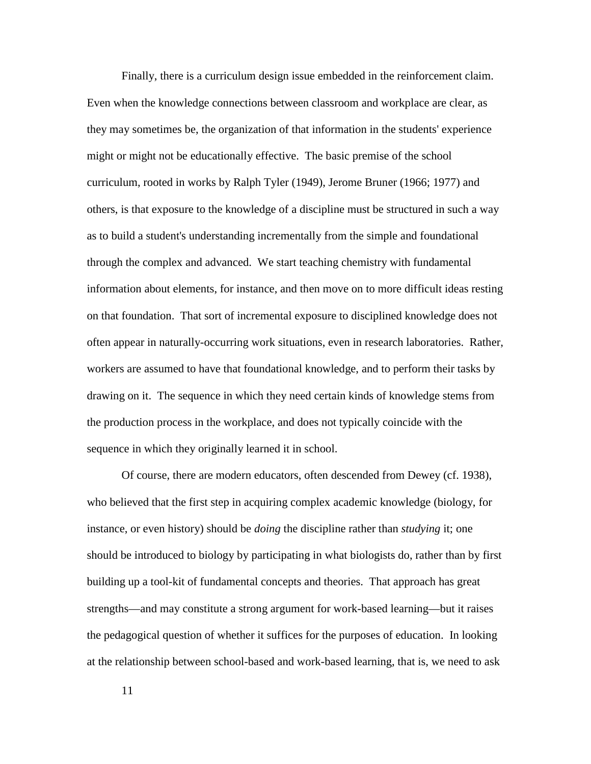Finally, there is a curriculum design issue embedded in the reinforcement claim. Even when the knowledge connections between classroom and workplace are clear, as they may sometimes be, the organization of that information in the students' experience might or might not be educationally effective. The basic premise of the school curriculum, rooted in works by Ralph Tyler (1949), Jerome Bruner (1966; 1977) and others, is that exposure to the knowledge of a discipline must be structured in such a way as to build a student's understanding incrementally from the simple and foundational through the complex and advanced. We start teaching chemistry with fundamental information about elements, for instance, and then move on to more difficult ideas resting on that foundation. That sort of incremental exposure to disciplined knowledge does not often appear in naturally-occurring work situations, even in research laboratories. Rather, workers are assumed to have that foundational knowledge, and to perform their tasks by drawing on it. The sequence in which they need certain kinds of knowledge stems from the production process in the workplace, and does not typically coincide with the sequence in which they originally learned it in school.

Of course, there are modern educators, often descended from Dewey (cf. 1938), who believed that the first step in acquiring complex academic knowledge (biology, for instance, or even history) should be *doing* the discipline rather than *studying* it; one should be introduced to biology by participating in what biologists do, rather than by first building up a tool-kit of fundamental concepts and theories. That approach has great strengths—and may constitute a strong argument for work-based learning—but it raises the pedagogical question of whether it suffices for the purposes of education. In looking at the relationship between school-based and work-based learning, that is, we need to ask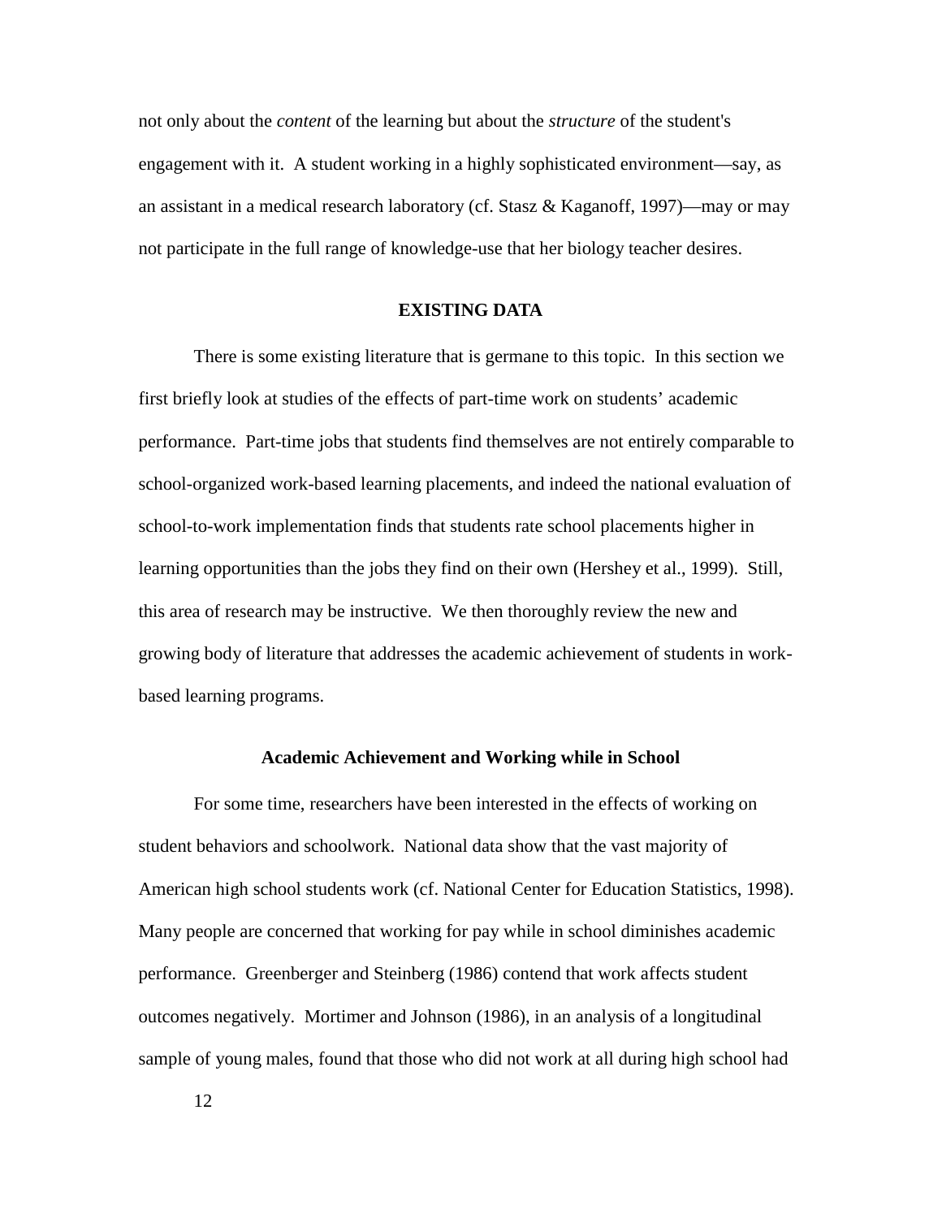not only about the *content* of the learning but about the *structure* of the student's engagement with it. A student working in a highly sophisticated environment—say, as an assistant in a medical research laboratory (cf. Stasz & Kaganoff, 1997)—may or may not participate in the full range of knowledge-use that her biology teacher desires.

## EXISTING DATA

There is some existing literature that is germane to this topic. In this section we first briefly look at studies of the effects of part-time work on students' academic performance. Part-time jobs that students find themselves are not entirely comparable to school-organized work-based learning placements, and indeed the national evaluation of school-to-work implementation finds that students rate school placements higher in learning opportunities than the jobs they find on their own (Hershey et al., 1999). Still, this area of research may be instructive. We then thoroughly review the new and growing body of literature that addresses the academic achievement of students in work-based learning programs.

### Academic Achievement and Working while in School

For some time, researchers have been interested in the effects of working on student behaviors and schoolwork. National data show that the vast majority of American high school students work (cf. National Center for Education Statistics, 1998). Many people are concerned that working for pay while in school diminishes academic performance. Greenberger and Steinberg (1986) contend that work affects student outcomes negatively. Mortimer and Johnson (1986), in an analysis of a longitudinal sample of young males, found that those who did not work at all during high school had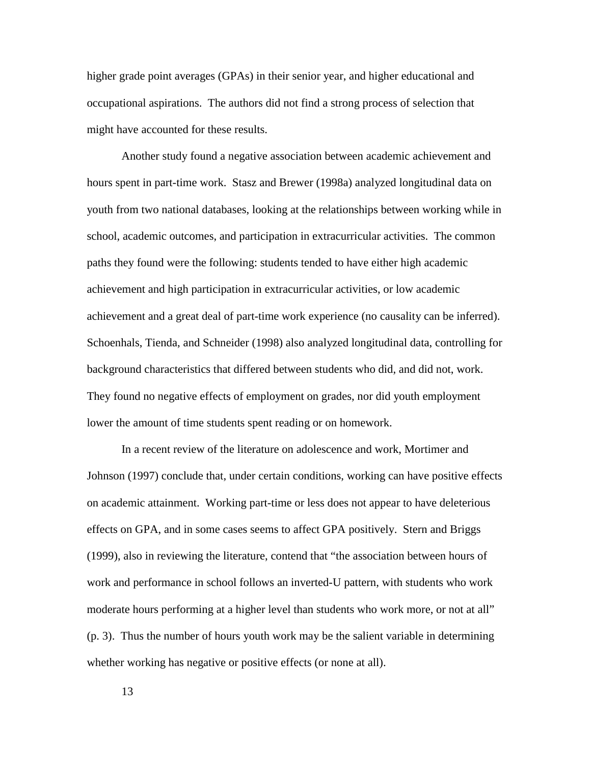higher grade point averages (GPAs) in their senior year, and higher educational and occupational aspirations. The authors did not find a strong process of selection that might have accounted for these results.

Another study found a negative association between academic achievement and hours spent in part-time work. Stasz and Brewer (1998a) analyzed longitudinal data on youth from two national databases, looking at the relationships between working while in school, academic outcomes, and participation in extracurricular activities. The common paths they found were the following: students tended to have either high academic achievement and high participation in extracurricular activities, or low academic achievement and a great deal of part-time work experience (no causality can be inferred). Schoenhals, Tienda, and Schneider (1998) also analyzed longitudinal data, controlling for background characteristics that differed between students who did, and did not, work. They found no negative effects of employment on grades, nor did youth employment lower the amount of time students spent reading or on homework.

In a recent review of the literature on adolescence and work, Mortimer and Johnson (1997) conclude that, under certain conditions, working can have positive effects on academic attainment. Working part-time or less does not appear to have deleterious effects on GPA, and in some cases seems to affect GPA positively. Stern and Briggs (1999), also in reviewing the literature, contend that "the association between hours of work and performance in school follows an inverted-U pattern, with students who work moderate hours performing at a higher level than students who work more, or not at all" (p. 3). Thus the number of hours youth work may be the salient variable in determining whether working has negative or positive effects (or none at all).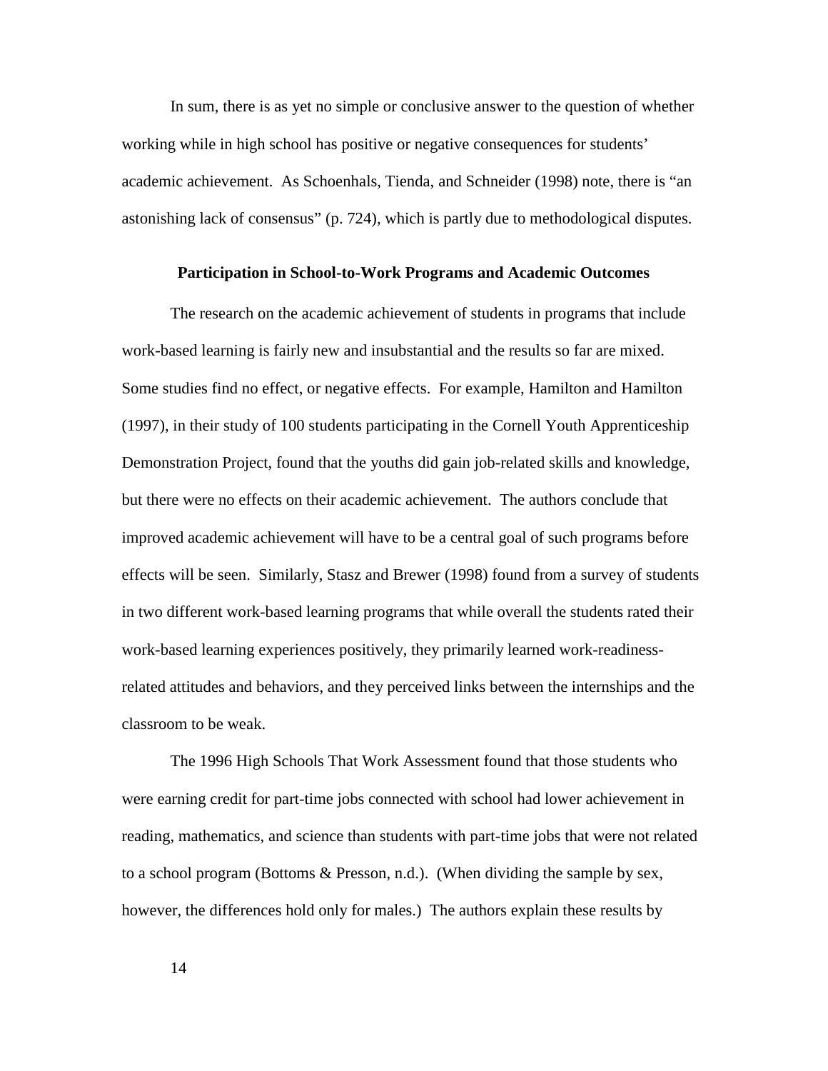In sum, there is as yet no simple or conclusive answer to the question of whether working while in high school has positive or negative consequences for students' academic achievement. As Schoenhals, Tienda, and Schneider (1998) note, there is "an astonishing lack of consensus" (p. 724), which is partly due to methodological disputes.

## Participation in School-to-Work Programs and Academic Outcomes

The research on the academic achievement of students in programs that include work-based learning is fairly new and insubstantial and the results so far are mixed. Some studies find no effect, or negative effects. For example, Hamilton and Hamilton (1997), in their study of 100 students participating in the Cornell Youth Apprenticeship Demonstration Project, found that the youths did gain job-related skills and knowledge, but there were no effects on their academic achievement. The authors conclude that improved academic achievement will have to be a central goal of such programs before effects will be seen. Similarly, Stasz and Brewer (1998) found from a survey of students in two different work-based learning programs that while overall the students rated their work-based learning experiences positively, they primarily learned work-readiness-related attitudes and behaviors, and they perceived links between the internships and the classroom to be weak.

The 1996 High Schools That Work Assessment found that those students who were earning credit for part-time jobs connected with school had lower achievement in reading, mathematics, and science than students with part-time jobs that were not related to a school program (Bottoms & Presson, n.d.). (When dividing the sample by sex, however, the differences hold only for males.) The authors explain these results by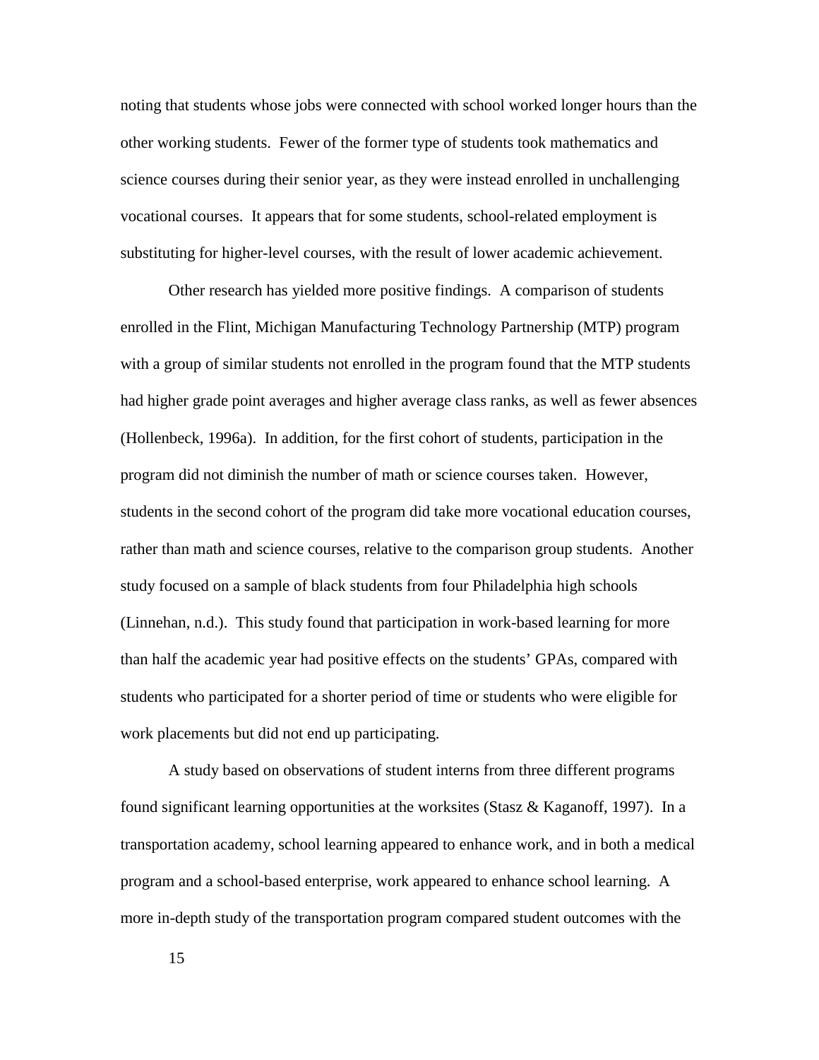noting that students whose jobs were connected with school worked longer hours than the other working students. Fewer of the former type of students took mathematics and science courses during their senior year, as they were instead enrolled in unchallenging vocational courses. It appears that for some students, school-related employment is substituting for higher-level courses, with the result of lower academic achievement.

Other research has yielded more positive findings. A comparison of students enrolled in the Flint, Michigan Manufacturing Technology Partnership (MTP) program with a group of similar students not enrolled in the program found that the MTP students had higher grade point averages and higher average class ranks, as well as fewer absences (Hollenbeck, 1996a). In addition, for the first cohort of students, participation in the program did not diminish the number of math or science courses taken. However, students in the second cohort of the program did take more vocational education courses, rather than math and science courses, relative to the comparison group students. Another study focused on a sample of black students from four Philadelphia high schools (Linnehan, n.d.). This study found that participation in work-based learning for more than half the academic year had positive effects on the students' GPAs, compared with students who participated for a shorter period of time or students who were eligible for work placements but did not end up participating.

A study based on observations of student interns from three different programs found significant learning opportunities at the worksites (Stasz & Kaganoff, 1997). In a transportation academy, school learning appeared to enhance work, and in both a medical program and a school-based enterprise, work appeared to enhance school learning. A more in-depth study of the transportation program compared student outcomes with the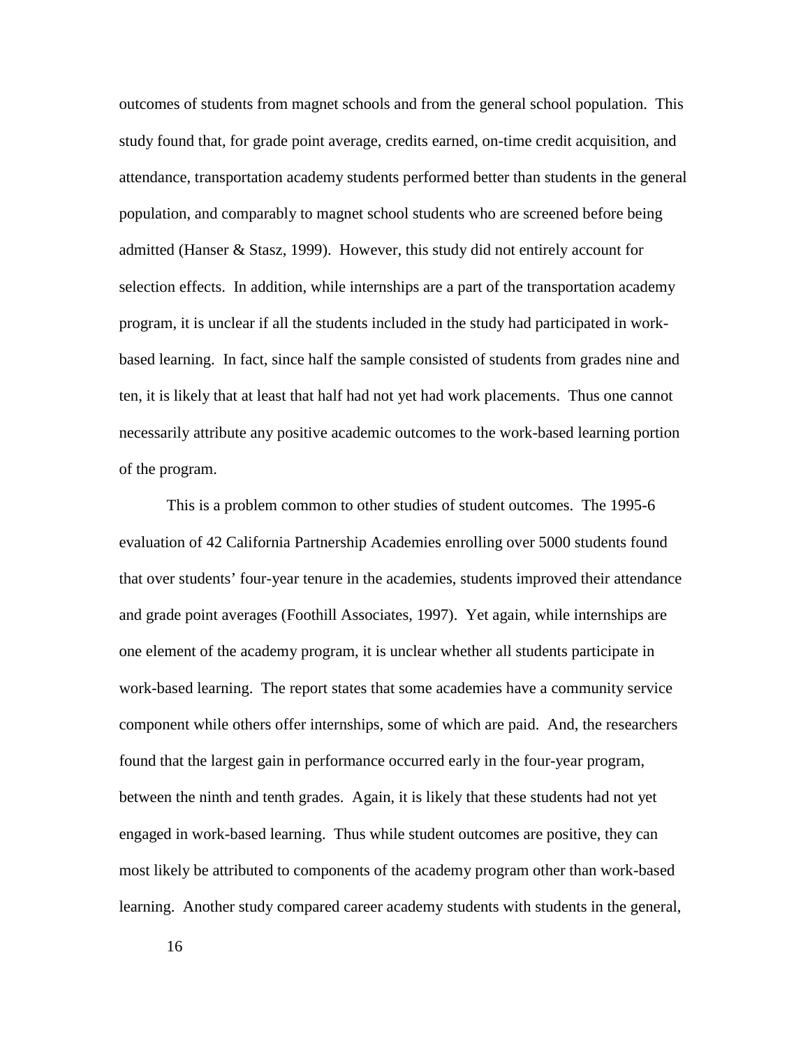outcomes of students from magnet schools and from the general school population. This study found that, for grade point average, credits earned, on-time credit acquisition, and attendance, transportation academy students performed better than students in the general population, and comparably to magnet school students who are screened before being admitted (Hanser & Stasz, 1999). However, this study did not entirely account for selection effects. In addition, while internships are a part of the transportation academy program, it is unclear if all the students included in the study had participated in work-based learning. In fact, since half the sample consisted of students from grades nine and ten, it is likely that at least that half had not yet had work placements. Thus one cannot necessarily attribute any positive academic outcomes to the work-based learning portion of the program.

This is a problem common to other studies of student outcomes. The 1995-6 evaluation of 42 California Partnership Academies enrolling over 5000 students found that over students' four-year tenure in the academies, students improved their attendance and grade point averages (Foothill Associates, 1997). Yet again, while internships are one element of the academy program, it is unclear whether all students participate in work-based learning. The report states that some academies have a community service component while others offer internships, some of which are paid. And, the researchers found that the largest gain in performance occurred early in the four-year program, between the ninth and tenth grades. Again, it is likely that these students had not yet engaged in work-based learning. Thus while student outcomes are positive, they can most likely be attributed to components of the academy program other than work-based learning. Another study compared career academy students with students in the general,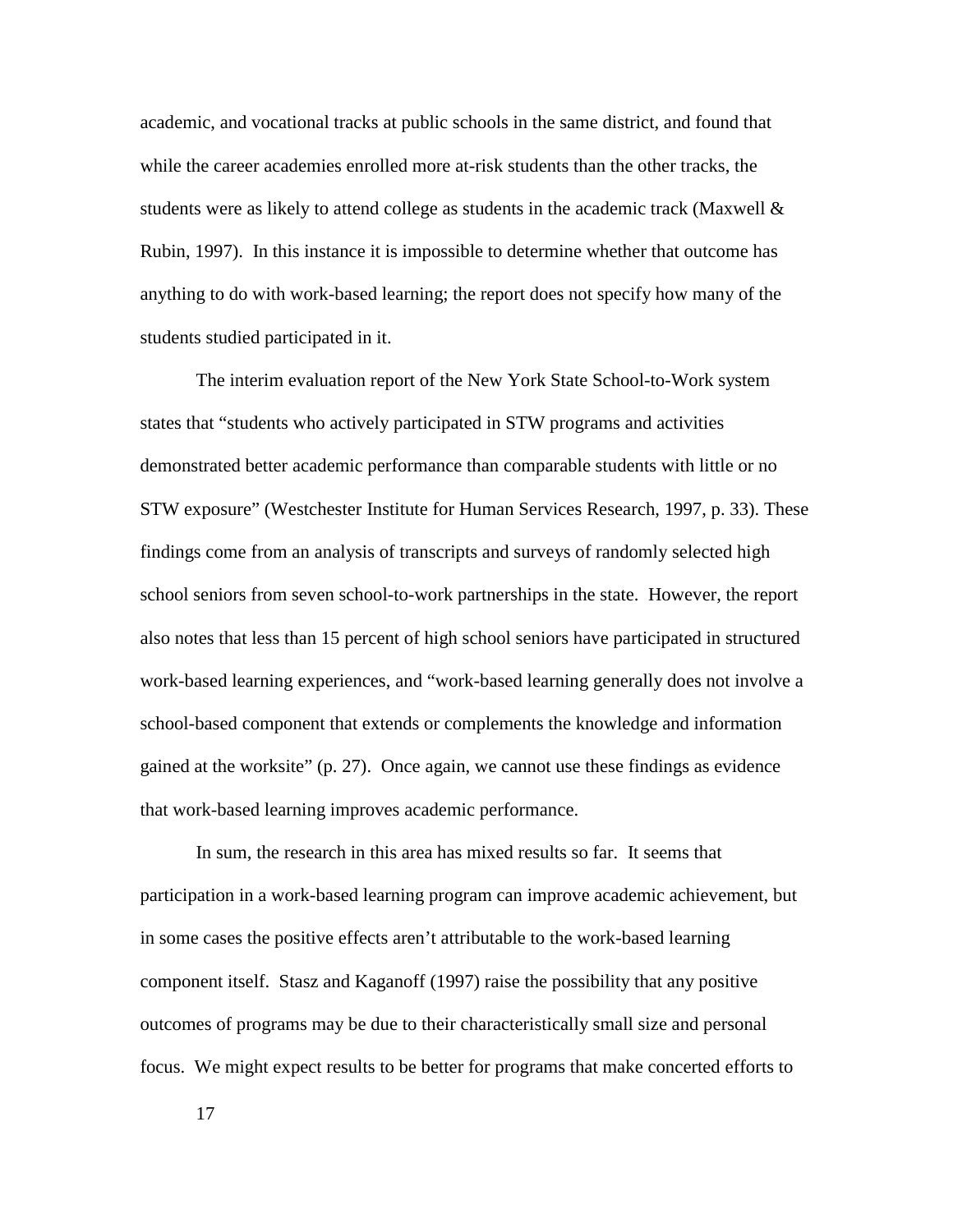academic, and vocational tracks at public schools in the same district, and found that while the career academies enrolled more at-risk students than the other tracks, the students were as likely to attend college as students in the academic track (Maxwell & Rubin, 1997). In this instance it is impossible to determine whether that outcome has anything to do with work-based learning; the report does not specify how many of the students studied participated in it.

The interim evaluation report of the New York State School-to-Work system states that "students who actively participated in STW programs and activities demonstrated better academic performance than comparable students with little or no STW exposure" (Westchester Institute for Human Services Research, 1997, p. 33). These findings come from an analysis of transcripts and surveys of randomly selected high school seniors from seven school-to-work partnerships in the state. However, the report also notes that less than 15 percent of high school seniors have participated in structured work-based learning experiences, and "work-based learning generally does not involve a school-based component that extends or complements the knowledge and information gained at the worksite" (p. 27). Once again, we cannot use these findings as evidence that work-based learning improves academic performance.

In sum, the research in this area has mixed results so far. It seems that participation in a work-based learning program can improve academic achievement, but in some cases the positive effects aren't attributable to the work-based learning component itself. Stasz and Kaganoff (1997) raise the possibility that any positive outcomes of programs may be due to their characteristically small size and personal focus. We might expect results to be better for programs that make concerted efforts to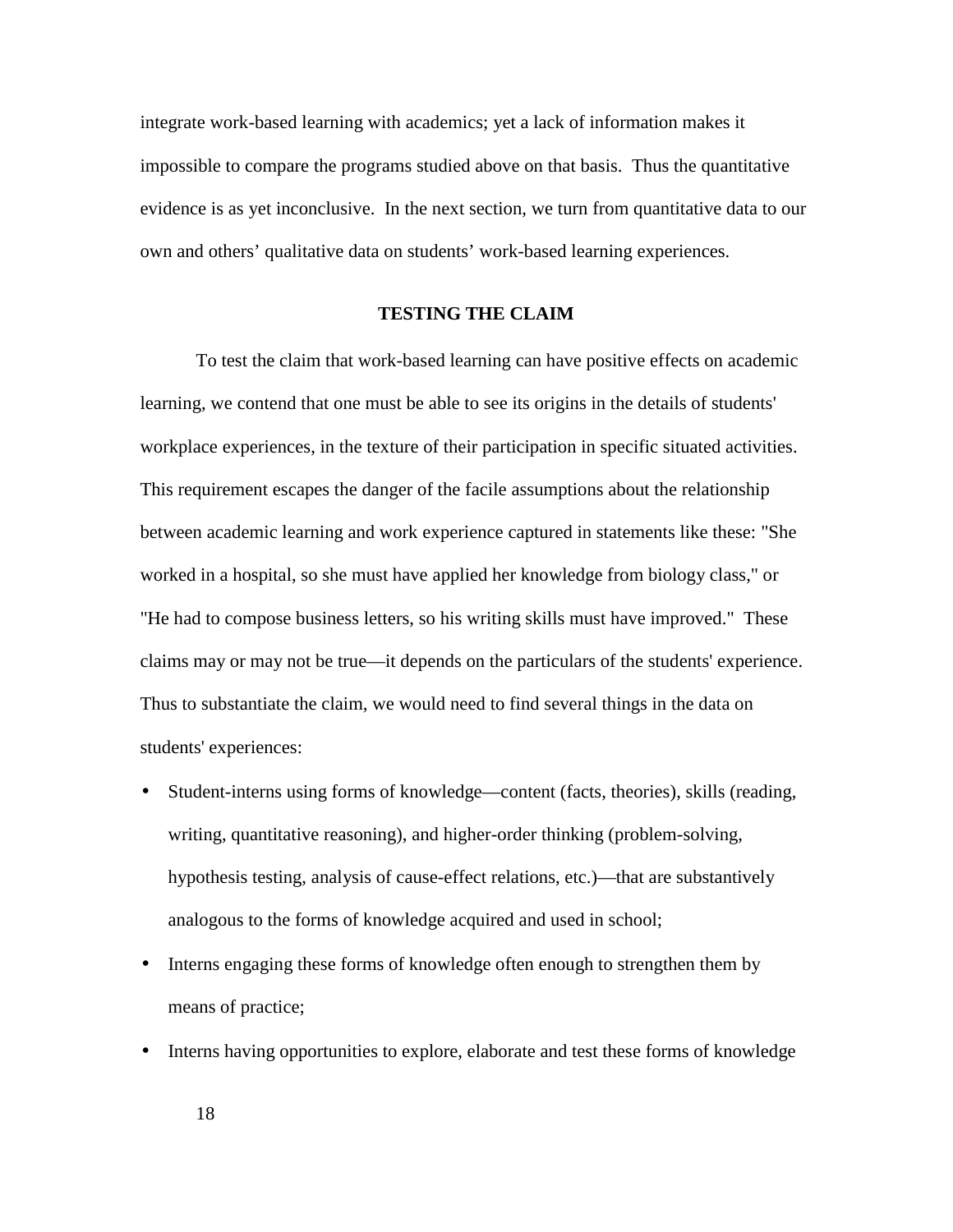integrate work-based learning with academics; yet a lack of information makes it impossible to compare the programs studied above on that basis. Thus the quantitative evidence is as yet inconclusive. In the next section, we turn from quantitative data to our own and others' qualitative data on students' work-based learning experiences.

## TESTING THE CLAIM

To test the claim that work-based learning can have positive effects on academic learning, we contend that one must be able to see its origins in the details of students' workplace experiences, in the texture of their participation in specific situated activities. This requirement escapes the danger of the facile assumptions about the relationship between academic learning and work experience captured in statements like these: "She worked in a hospital, so she must have applied her knowledge from biology class," or "He had to compose business letters, so his writing skills must have improved." These claims may or may not be true—it depends on the particulars of the students' experience. Thus to substantiate the claim, we would need to find several things in the data on students' experiences:

- Student-interns using forms of knowledge—content (facts, theories), skills (reading, writing, quantitative reasoning), and higher-order thinking (problem-solving, hypothesis testing, analysis of cause-effect relations, etc.)—that are substantively analogous to the forms of knowledge acquired and used in school;
- Interns engaging these forms of knowledge often enough to strengthen them by means of practice;
- Interns having opportunities to explore, elaborate and test these forms of knowledge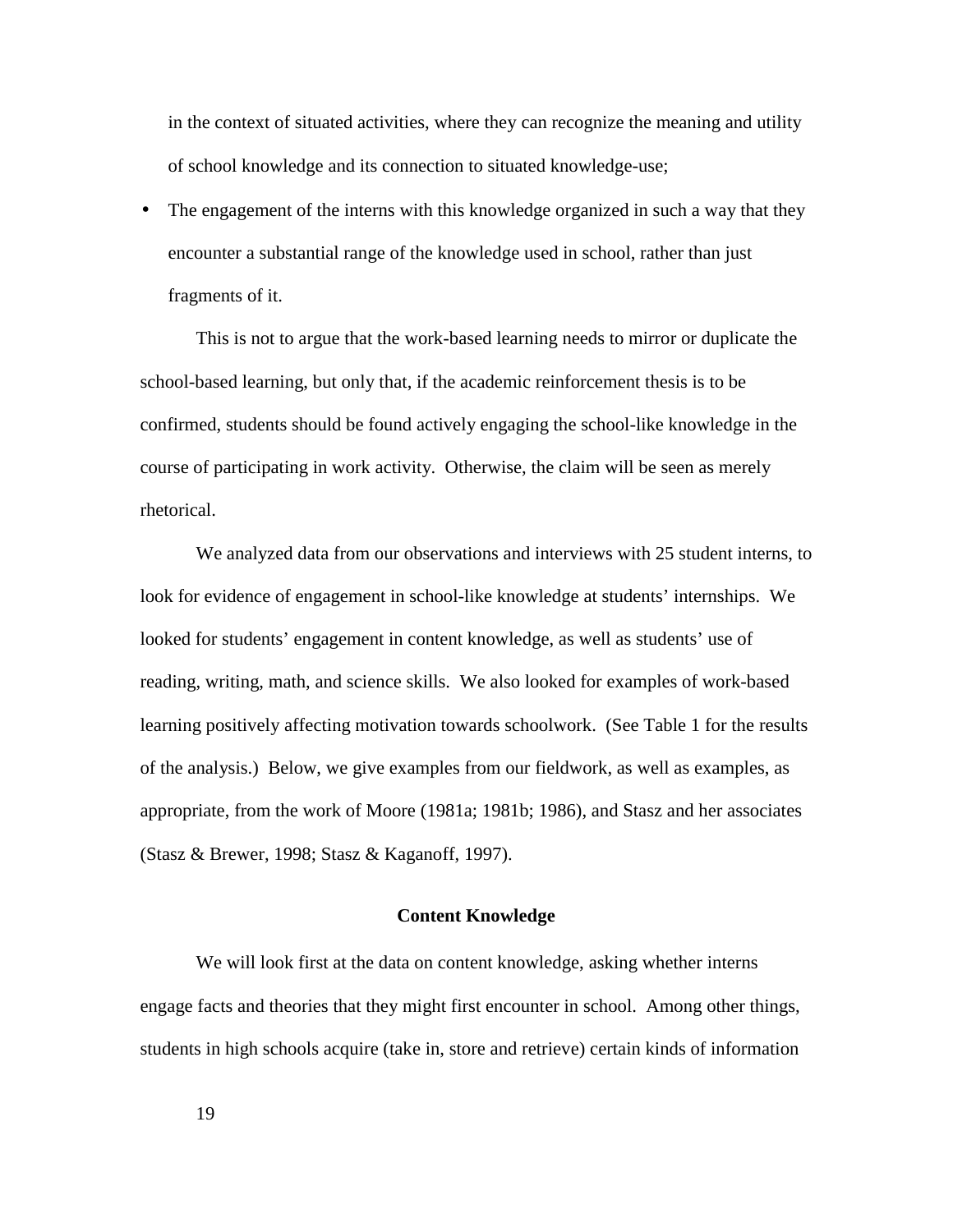in the context of situated activities, where they can recognize the meaning and utility of school knowledge and its connection to situated knowledge-use;

- The engagement of the interns with this knowledge organized in such a way that they encounter a substantial range of the knowledge used in school, rather than just fragments of it.

This is not to argue that the work-based learning needs to mirror or duplicate the school-based learning, but only that, if the academic reinforcement thesis is to be confirmed, students should be found actively engaging the school-like knowledge in the course of participating in work activity. Otherwise, the claim will be seen as merely rhetorical.

We analyzed data from our observations and interviews with 25 student interns, to look for evidence of engagement in school-like knowledge at students' internships. We looked for students' engagement in content knowledge, as well as students' use of reading, writing, math, and science skills. We also looked for examples of work-based learning positively affecting motivation towards schoolwork. (See Table 1 for the results of the analysis.) Below, we give examples from our fieldwork, as well as examples, as appropriate, from the work of Moore (1981a; 1981b; 1986), and Stasz and her associates (Stasz & Brewer, 1998; Stasz & Kaganoff, 1997).

## Content Knowledge

We will look first at the data on content knowledge, asking whether interns engage facts and theories that they might first encounter in school. Among other things, students in high schools acquire (take in, store and retrieve) certain kinds of information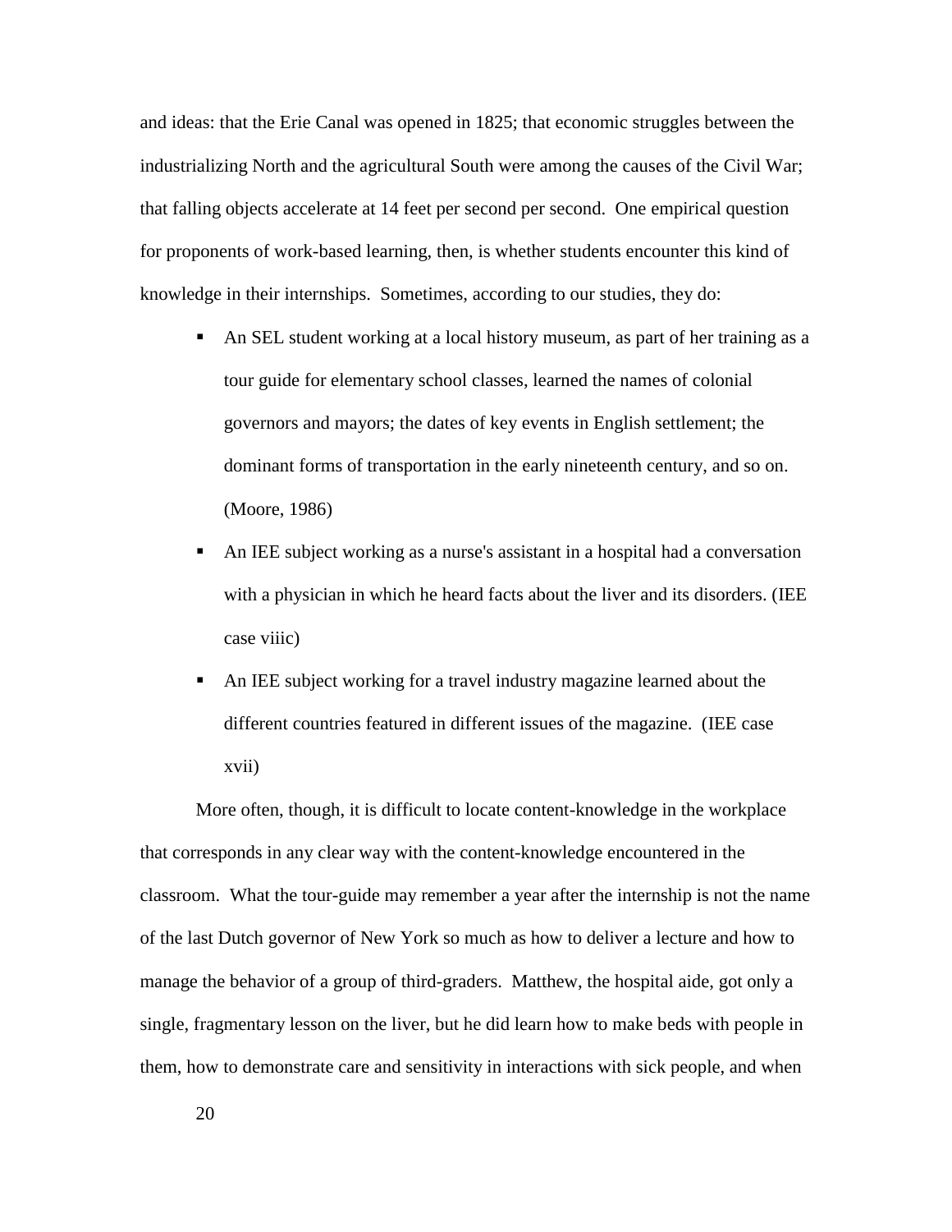and ideas: that the Erie Canal was opened in 1825; that economic struggles between the industrializing North and the agricultural South were among the causes of the Civil War; that falling objects accelerate at 14 feet per second per second. One empirical question for proponents of work-based learning, then, is whether students encounter this kind of knowledge in their internships. Sometimes, according to our studies, they do:

- An SEL student working at a local history museum, as part of her training as a tour guide for elementary school classes, learned the names of colonial governors and mayors; the dates of key events in English settlement; the dominant forms of transportation in the early nineteenth century, and so on. (Moore, 1986)
- An IEE subject working as a nurse's assistant in a hospital had a conversation with a physician in which he heard facts about the liver and its disorders. (IEE case viiic)
- An IEE subject working for a travel industry magazine learned about the different countries featured in different issues of the magazine. (IEE case xvii)

More often, though, it is difficult to locate content-knowledge in the workplace that corresponds in any clear way with the content-knowledge encountered in the classroom. What the tour-guide may remember a year after the internship is not the name of the last Dutch governor of New York so much as how to deliver a lecture and how to manage the behavior of a group of third-graders. Matthew, the hospital aide, got only a single, fragmentary lesson on the liver, but he did learn how to make beds with people in them, how to demonstrate care and sensitivity in interactions with sick people, and when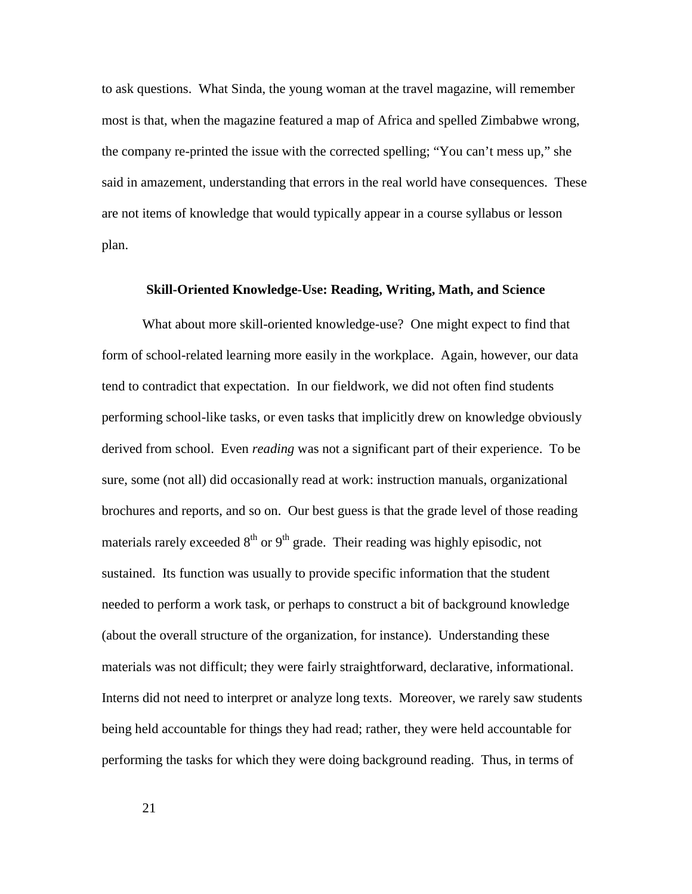to ask questions. What Sinda, the young woman at the travel magazine, will remember most is that, when the magazine featured a map of Africa and spelled Zimbabwe wrong, the company re-printed the issue with the corrected spelling; "You can't mess up," she said in amazement, understanding that errors in the real world have consequences. These are not items of knowledge that would typically appear in a course syllabus or lesson plan.

### Skill-Oriented Knowledge-Use: Reading, Writing, Math, and Science

What about more skill-oriented knowledge-use? One might expect to find that form of school-related learning more easily in the workplace. Again, however, our data tend to contradict that expectation. In our fieldwork, we did not often find students performing school-like tasks, or even tasks that implicitly drew on knowledge obviously derived from school. Even *reading* was not a significant part of their experience. To be sure, some (not all) did occasionally read at work: instruction manuals, organizational brochures and reports, and so on. Our best guess is that the grade level of those reading materials rarely exceeded 8th or 9th grade. Their reading was highly episodic, not sustained. Its function was usually to provide specific information that the student needed to perform a work task, or perhaps to construct a bit of background knowledge (about the overall structure of the organization, for instance). Understanding these materials was not difficult; they were fairly straightforward, declarative, informational. Interns did not need to interpret or analyze long texts. Moreover, we rarely saw students being held accountable for things they had read; rather, they were held accountable for performing the tasks for which they were doing background reading. Thus, in terms of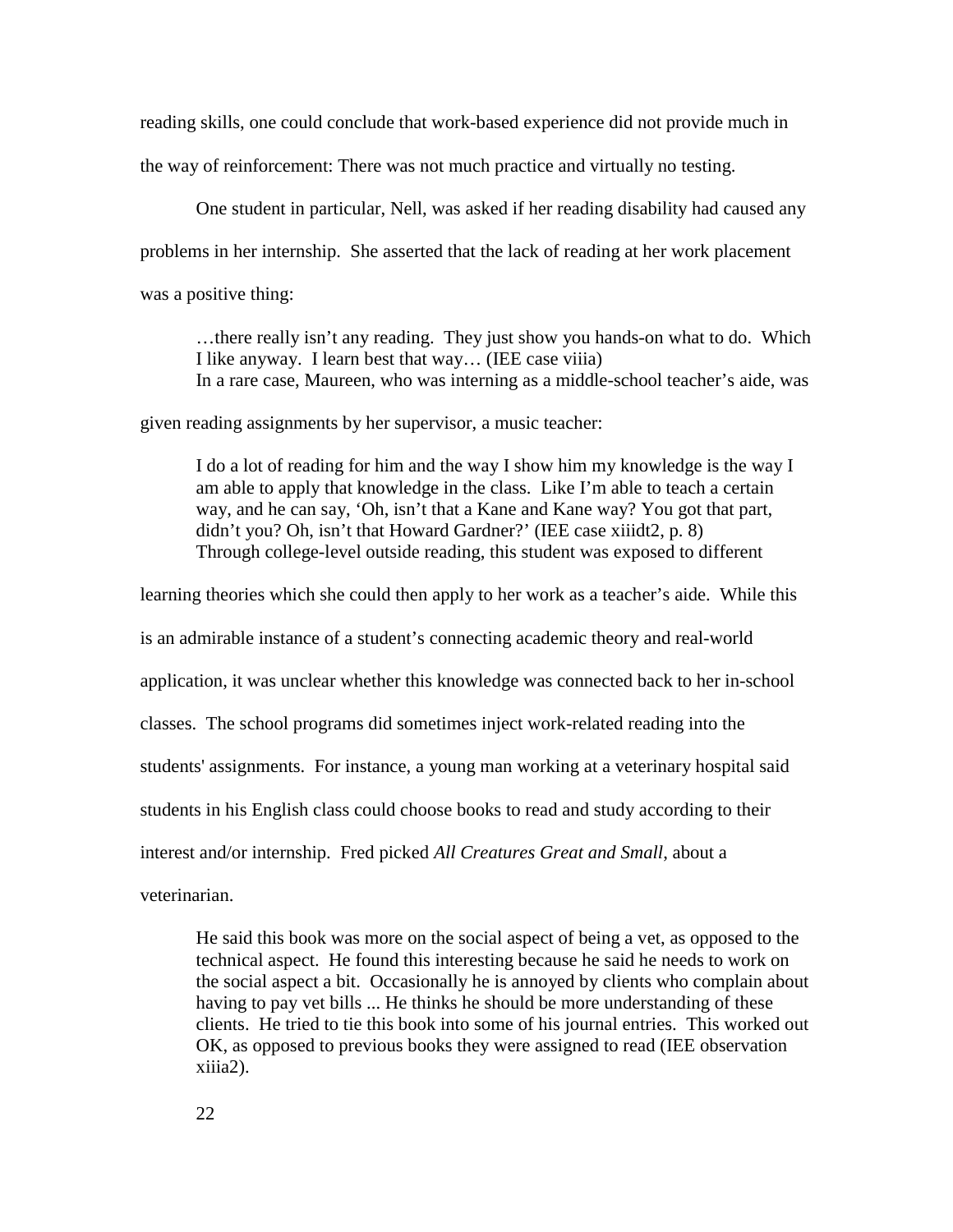reading skills, one could conclude that work-based experience did not provide much in the way of reinforcement: There was not much practice and virtually no testing.

One student in particular, Nell, was asked if her reading disability had caused any problems in her internship. She asserted that the lack of reading at her work placement was a positive thing:

> …there really isn't any reading. They just show you hands-on what to do. Which I like anyway. I learn best that way… (IEE case viiia)

In a rare case, Maureen, who was interning as a middle-school teacher's aide, was given reading assignments by her supervisor, a music teacher:

> I do a lot of reading for him and the way I show him my knowledge is the way I am able to apply that knowledge in the class. Like I'm able to teach a certain way, and he can say, 'Oh, isn't that a Kane and Kane way? You got that part, didn't you? Oh, isn't that Howard Gardner?' (IEE case xiiidt2, p. 8)

Through college-level outside reading, this student was exposed to different learning theories which she could then apply to her work as a teacher's aide. While this is an admirable instance of a student's connecting academic theory and real-world application, it was unclear whether this knowledge was connected back to her in-school classes. The school programs did sometimes inject work-related reading into the students' assignments. For instance, a young man working at a veterinary hospital said students in his English class could choose books to read and study according to their interest and/or internship. Fred picked *All Creatures Great and Small*, about a veterinarian.

> He said this book was more on the social aspect of being a vet, as opposed to the technical aspect. He found this interesting because he said he needs to work on the social aspect a bit. Occasionally he is annoyed by clients who complain about having to pay vet bills ... He thinks he should be more understanding of these clients. He tried to tie this book into some of his journal entries. This worked out OK, as opposed to previous books they were assigned to read (IEE observation xiiia2).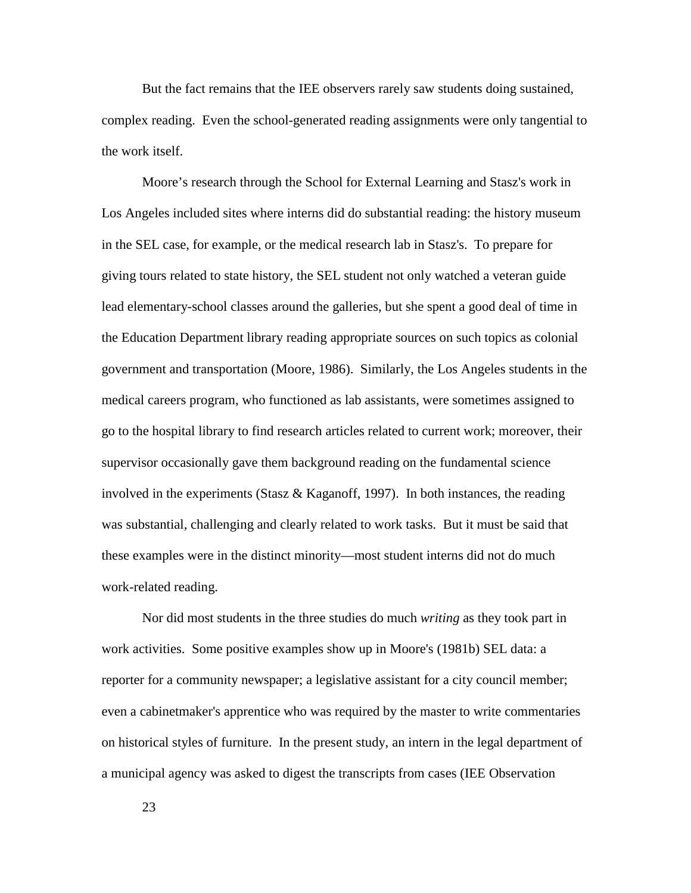But the fact remains that the IEE observers rarely saw students doing sustained, complex reading. Even the school-generated reading assignments were only tangential to the work itself.

Moore’s research through the School for External Learning and Stasz's work in Los Angeles included sites where interns did do substantial reading: the history museum in the SEL case, for example, or the medical research lab in Stasz's. To prepare for giving tours related to state history, the SEL student not only watched a veteran guide lead elementary-school classes around the galleries, but she spent a good deal of time in the Education Department library reading appropriate sources on such topics as colonial government and transportation (Moore, 1986). Similarly, the Los Angeles students in the medical careers program, who functioned as lab assistants, were sometimes assigned to go to the hospital library to find research articles related to current work; moreover, their supervisor occasionally gave them background reading on the fundamental science involved in the experiments (Stasz & Kaganoff, 1997). In both instances, the reading was substantial, challenging and clearly related to work tasks. But it must be said that these examples were in the distinct minority—most student interns did not do much work-related reading.

Nor did most students in the three studies do much *writing* as they took part in work activities. Some positive examples show up in Moore's (1981b) SEL data: a reporter for a community newspaper; a legislative assistant for a city council member; even a cabinetmaker's apprentice who was required by the master to write commentaries on historical styles of furniture. In the present study, an intern in the legal department of a municipal agency was asked to digest the transcripts from cases (IEE Observation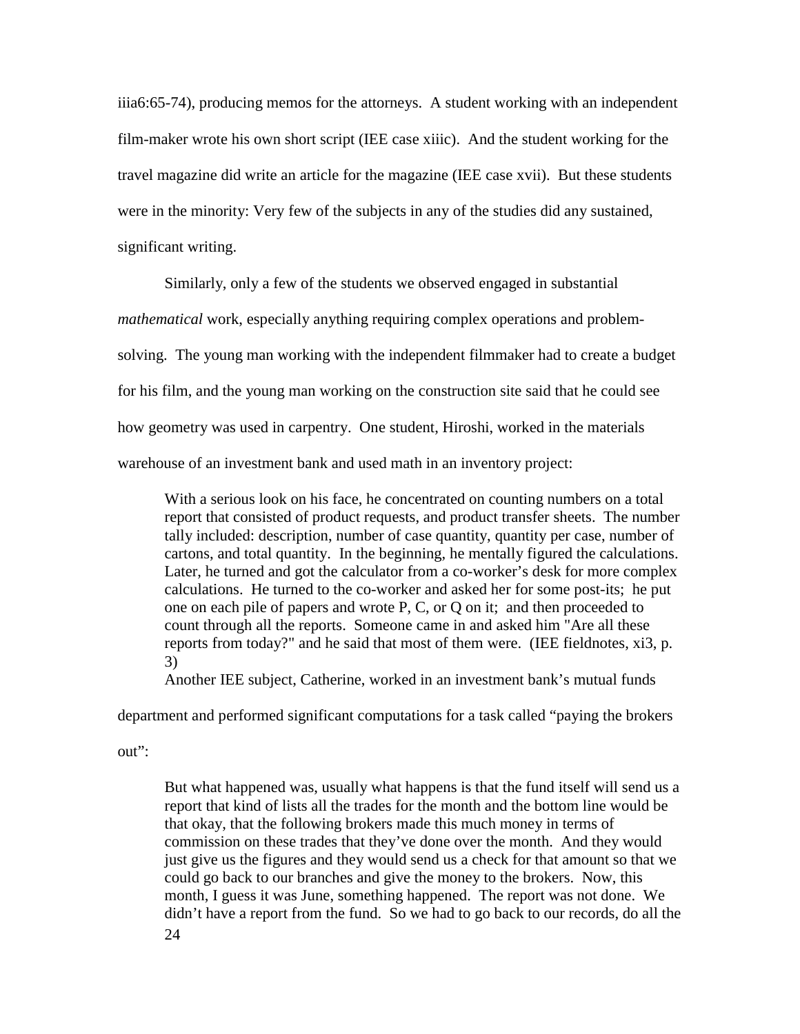iiia6:65-74), producing memos for the attorneys. A student working with an independent film-maker wrote his own short script (IEE case xiiic). And the student working for the travel magazine did write an article for the magazine (IEE case xvii). But these students were in the minority: Very few of the subjects in any of the studies did any sustained, significant writing.

Similarly, only a few of the students we observed engaged in substantial *mathematical* work, especially anything requiring complex operations and problem-solving. The young man working with the independent filmmaker had to create a budget for his film, and the young man working on the construction site said that he could see how geometry was used in carpentry. One student, Hiroshi, worked in the materials warehouse of an investment bank and used math in an inventory project:

> With a serious look on his face, he concentrated on counting numbers on a total report that consisted of product requests, and product transfer sheets. The number tally included: description, number of case quantity, quantity per case, number of cartons, and total quantity. In the beginning, he mentally figured the calculations. Later, he turned and got the calculator from a co-worker's desk for more complex calculations. He turned to the co-worker and asked her for some post-its; he put one on each pile of papers and wrote P, C, or Q on it; and then proceeded to count through all the reports. Someone came in and asked him "Are all these reports from today?" and he said that most of them were. (IEE fieldnotes, xi3, p. 3)

Another IEE subject, Catherine, worked in an investment bank's mutual funds department and performed significant computations for a task called "paying the brokers out":

> But what happened was, usually what happens is that the fund itself will send us a report that kind of lists all the trades for the month and the bottom line would be that okay, that the following brokers made this much money in terms of commission on these trades that they've done over the month. And they would just give us the figures and they would send us a check for that amount so that we could go back to our branches and give the money to the brokers. Now, this month, I guess it was June, something happened. The report was not done. We didn't have a report from the fund. So we had to go back to our records, do all the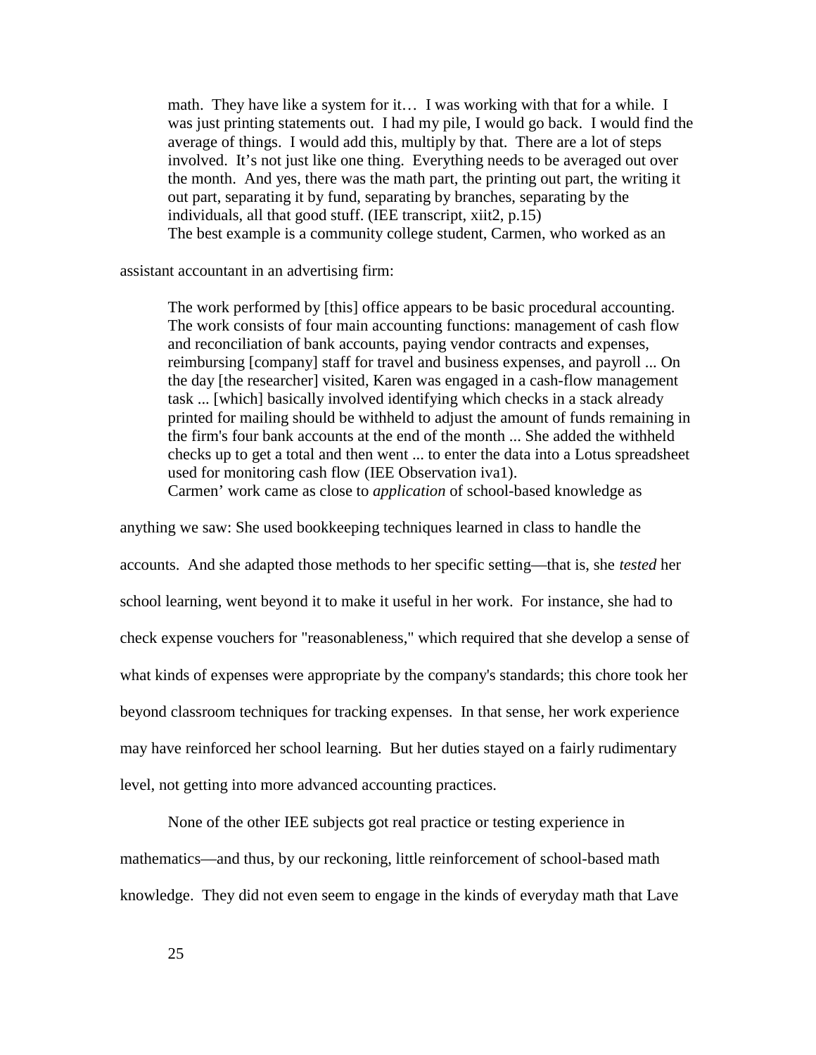> math. They have like a system for it… I was working with that for a while. I was just printing statements out. I had my pile, I would go back. I would find the average of things. I would add this, multiply by that. There are a lot of steps involved. It's not just like one thing. Everything needs to be averaged out over the month. And yes, there was the math part, the printing out part, the writing it out part, separating it by fund, separating by branches, separating by the individuals, all that good stuff. (IEE transcript, xiit2, p.15)

The best example is a community college student, Carmen, who worked as an assistant accountant in an advertising firm:

> The work performed by [this] office appears to be basic procedural accounting. The work consists of four main accounting functions: management of cash flow and reconciliation of bank accounts, paying vendor contracts and expenses, reimbursing [company] staff for travel and business expenses, and payroll ... On the day [the researcher] visited, Karen was engaged in a cash-flow management task ... [which] basically involved identifying which checks in a stack already printed for mailing should be withheld to adjust the amount of funds remaining in the firm's four bank accounts at the end of the month ... She added the withheld checks up to get a total and then went ... to enter the data into a Lotus spreadsheet used for monitoring cash flow (IEE Observation iva1).

Carmen' work came as close to *application* of school-based knowledge as anything we saw: She used bookkeeping techniques learned in class to handle the accounts. And she adapted those methods to her specific setting—that is, she *tested* her school learning, went beyond it to make it useful in her work. For instance, she had to check expense vouchers for "reasonableness," which required that she develop a sense of what kinds of expenses were appropriate by the company's standards; this chore took her beyond classroom techniques for tracking expenses. In that sense, her work experience may have reinforced her school learning. But her duties stayed on a fairly rudimentary level, not getting into more advanced accounting practices.

None of the other IEE subjects got real practice or testing experience in mathematics—and thus, by our reckoning, little reinforcement of school-based math knowledge. They did not even seem to engage in the kinds of everyday math that Lave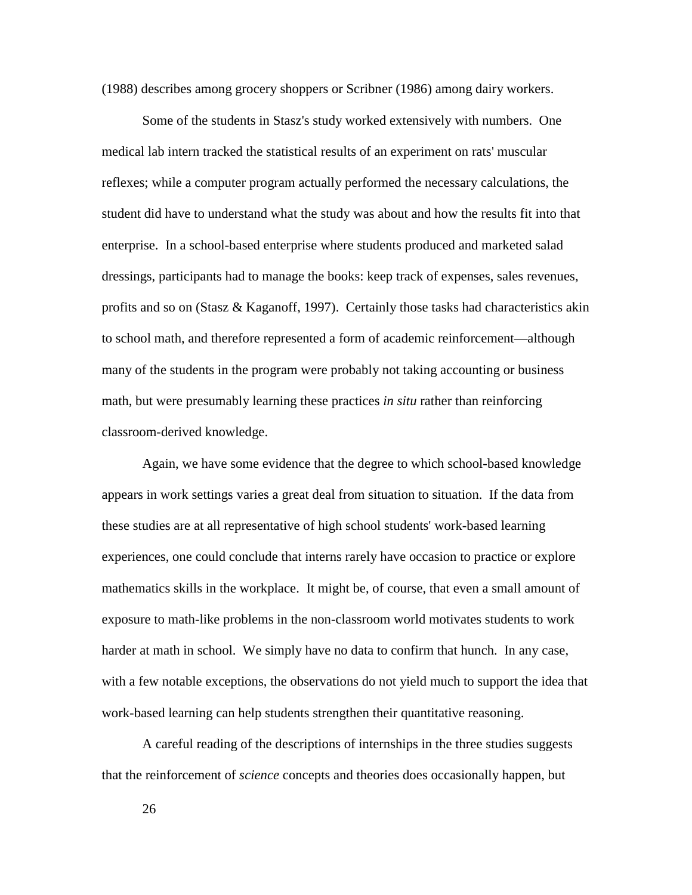(1988) describes among grocery shoppers or Scribner (1986) among dairy workers.

Some of the students in Stasz's study worked extensively with numbers. One medical lab intern tracked the statistical results of an experiment on rats' muscular reflexes; while a computer program actually performed the necessary calculations, the student did have to understand what the study was about and how the results fit into that enterprise. In a school-based enterprise where students produced and marketed salad dressings, participants had to manage the books: keep track of expenses, sales revenues, profits and so on (Stasz & Kaganoff, 1997). Certainly those tasks had characteristics akin to school math, and therefore represented a form of academic reinforcement—although many of the students in the program were probably not taking accounting or business math, but were presumably learning these practices *in situ* rather than reinforcing classroom-derived knowledge.

Again, we have some evidence that the degree to which school-based knowledge appears in work settings varies a great deal from situation to situation. If the data from these studies are at all representative of high school students' work-based learning experiences, one could conclude that interns rarely have occasion to practice or explore mathematics skills in the workplace. It might be, of course, that even a small amount of exposure to math-like problems in the non-classroom world motivates students to work harder at math in school. We simply have no data to confirm that hunch. In any case, with a few notable exceptions, the observations do not yield much to support the idea that work-based learning can help students strengthen their quantitative reasoning.

A careful reading of the descriptions of internships in the three studies suggests that the reinforcement of *science* concepts and theories does occasionally happen, but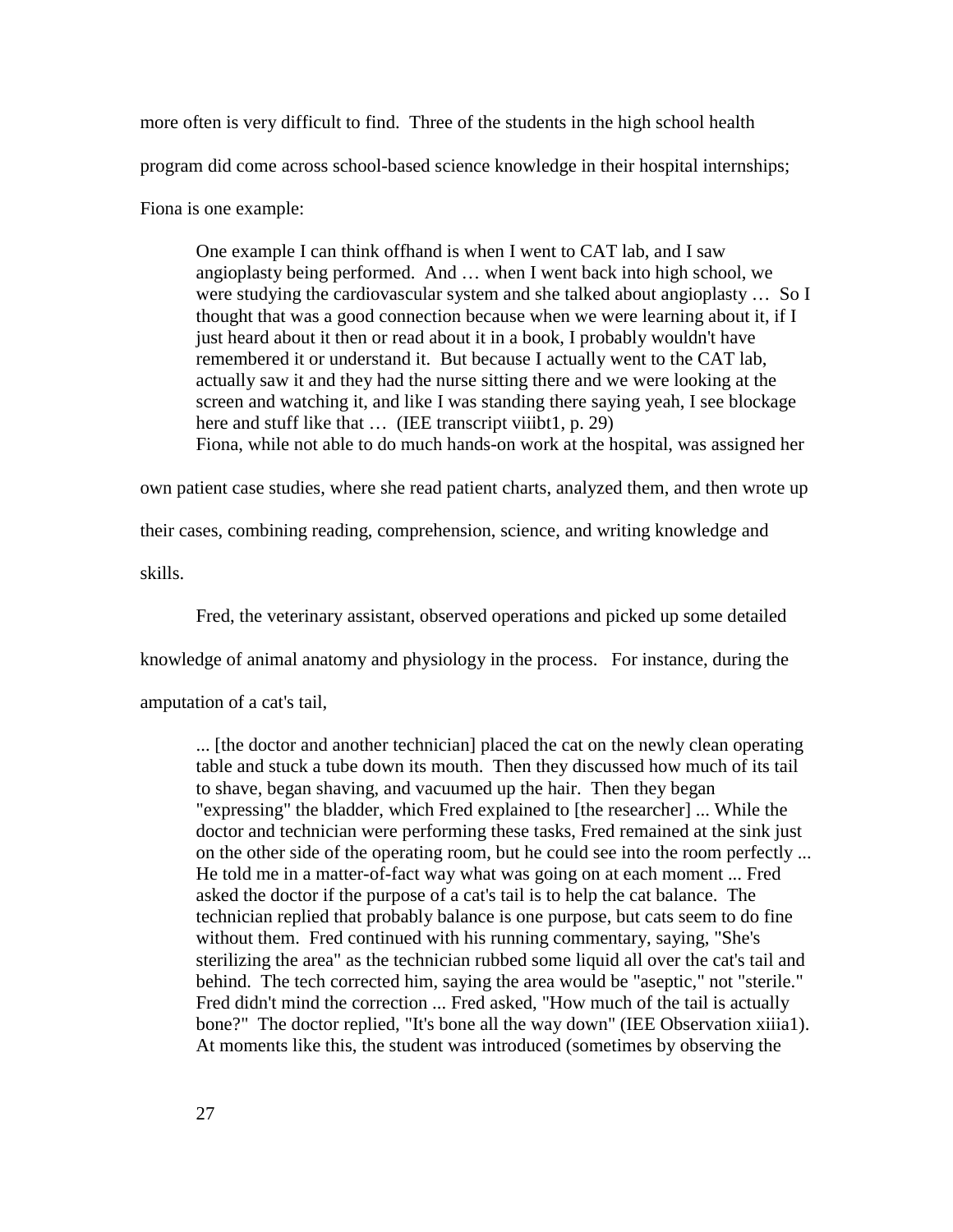more often is very difficult to find. Three of the students in the high school health program did come across school-based science knowledge in their hospital internships; Fiona is one example:

> One example I can think offhand is when I went to CAT lab, and I saw angioplasty being performed. And … when I went back into high school, we were studying the cardiovascular system and she talked about angioplasty … So I thought that was a good connection because when we were learning about it, if I just heard about it then or read about it in a book, I probably wouldn't have remembered it or understand it. But because I actually went to the CAT lab, actually saw it and they had the nurse sitting there and we were looking at the screen and watching it, and like I was standing there saying yeah, I see blockage here and stuff like that … (IEE transcript viiibt1, p. 29)

Fiona, while not able to do much hands-on work at the hospital, was assigned her own patient case studies, where she read patient charts, analyzed them, and then wrote up their cases, combining reading, comprehension, science, and writing knowledge and skills.

Fred, the veterinary assistant, observed operations and picked up some detailed knowledge of animal anatomy and physiology in the process. For instance, during the amputation of a cat's tail,

> ... [the doctor and another technician] placed the cat on the newly clean operating table and stuck a tube down its mouth. Then they discussed how much of its tail to shave, began shaving, and vacuumed up the hair. Then they began "expressing" the bladder, which Fred explained to [the researcher] ... While the doctor and technician were performing these tasks, Fred remained at the sink just on the other side of the operating room, but he could see into the room perfectly ... He told me in a matter-of-fact way what was going on at each moment ... Fred asked the doctor if the purpose of a cat's tail is to help the cat balance. The technician replied that probably balance is one purpose, but cats seem to do fine without them. Fred continued with his running commentary, saying, "She's sterilizing the area" as the technician rubbed some liquid all over the cat's tail and behind. The tech corrected him, saying the area would be "aseptic," not "sterile." Fred didn't mind the correction ... Fred asked, "How much of the tail is actually bone?" The doctor replied, "It's bone all the way down" (IEE Observation xiiia1).

At moments like this, the student was introduced (sometimes by observing the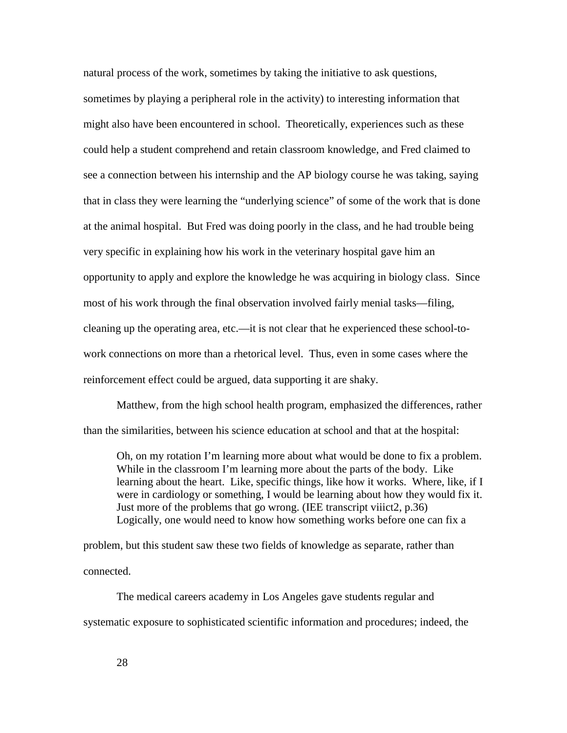natural process of the work, sometimes by taking the initiative to ask questions, sometimes by playing a peripheral role in the activity) to interesting information that might also have been encountered in school. Theoretically, experiences such as these could help a student comprehend and retain classroom knowledge, and Fred claimed to see a connection between his internship and the AP biology course he was taking, saying that in class they were learning the "underlying science" of some of the work that is done at the animal hospital. But Fred was doing poorly in the class, and he had trouble being very specific in explaining how his work in the veterinary hospital gave him an opportunity to apply and explore the knowledge he was acquiring in biology class. Since most of his work through the final observation involved fairly menial tasks—filing, cleaning up the operating area, etc.—it is not clear that he experienced these school-to-work connections on more than a rhetorical level. Thus, even in some cases where the reinforcement effect could be argued, data supporting it are shaky.

Matthew, from the high school health program, emphasized the differences, rather than the similarities, between his science education at school and that at the hospital:

> Oh, on my rotation I'm learning more about what would be done to fix a problem. While in the classroom I'm learning more about the parts of the body. Like learning about the heart. Like, specific things, like how it works. Where, like, if I were in cardiology or something, I would be learning about how they would fix it. Just more of the problems that go wrong. (IEE transcript viiict2, p.36)

Logically, one would need to know how something works before one can fix a problem, but this student saw these two fields of knowledge as separate, rather than connected.

The medical careers academy in Los Angeles gave students regular and systematic exposure to sophisticated scientific information and procedures; indeed, the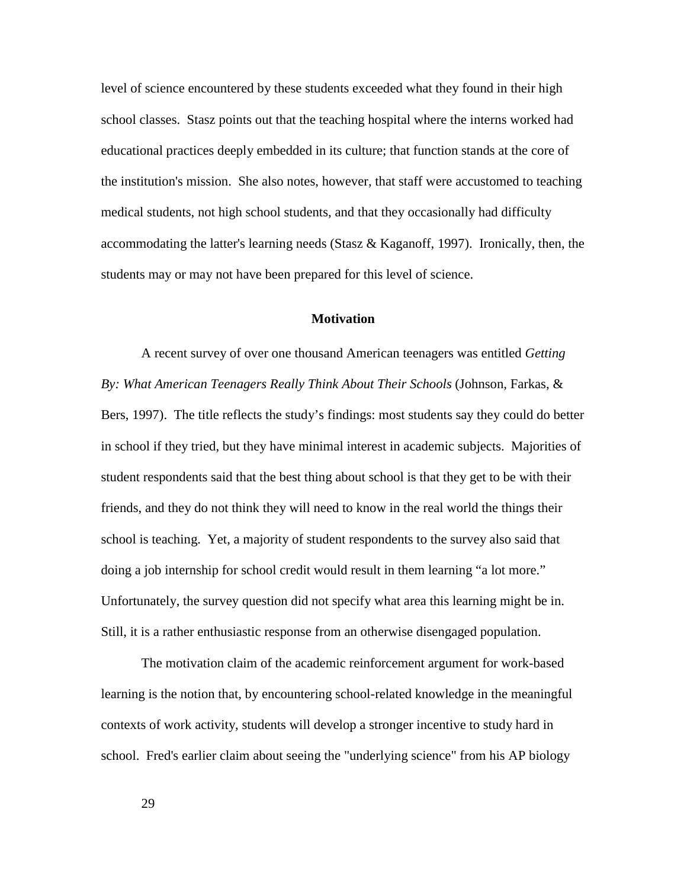level of science encountered by these students exceeded what they found in their high school classes. Stasz points out that the teaching hospital where the interns worked had educational practices deeply embedded in its culture; that function stands at the core of the institution's mission. She also notes, however, that staff were accustomed to teaching medical students, not high school students, and that they occasionally had difficulty accommodating the latter's learning needs (Stasz & Kaganoff, 1997). Ironically, then, the students may or may not have been prepared for this level of science.

## Motivation

A recent survey of over one thousand American teenagers was entitled *Getting By: What American Teenagers Really Think About Their Schools* (Johnson, Farkas, & Bers, 1997). The title reflects the study's findings: most students say they could do better in school if they tried, but they have minimal interest in academic subjects. Majorities of student respondents said that the best thing about school is that they get to be with their friends, and they do not think they will need to know in the real world the things their school is teaching. Yet, a majority of student respondents to the survey also said that doing a job internship for school credit would result in them learning "a lot more." Unfortunately, the survey question did not specify what area this learning might be in. Still, it is a rather enthusiastic response from an otherwise disengaged population.

The motivation claim of the academic reinforcement argument for work-based learning is the notion that, by encountering school-related knowledge in the meaningful contexts of work activity, students will develop a stronger incentive to study hard in school. Fred's earlier claim about seeing the "underlying science" from his AP biology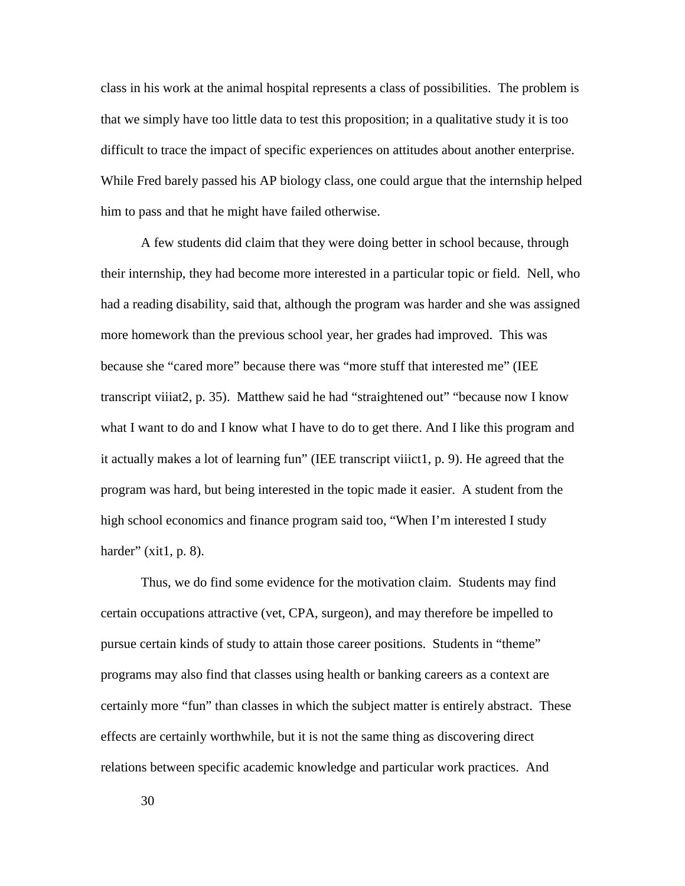class in his work at the animal hospital represents a class of possibilities. The problem is that we simply have too little data to test this proposition; in a qualitative study it is too difficult to trace the impact of specific experiences on attitudes about another enterprise. While Fred barely passed his AP biology class, one could argue that the internship helped him to pass and that he might have failed otherwise.

A few students did claim that they were doing better in school because, through their internship, they had become more interested in a particular topic or field. Nell, who had a reading disability, said that, although the program was harder and she was assigned more homework than the previous school year, her grades had improved. This was because she "cared more" because there was "more stuff that interested me" (IEE transcript viiiat2, p. 35). Matthew said he had "straightened out" "because now I know what I want to do and I know what I have to do to get there. And I like this program and it actually makes a lot of learning fun" (IEE transcript viiict1, p. 9). He agreed that the program was hard, but being interested in the topic made it easier. A student from the high school economics and finance program said too, "When I'm interested I study harder" (xit1, p. 8).

Thus, we do find some evidence for the motivation claim. Students may find certain occupations attractive (vet, CPA, surgeon), and may therefore be impelled to pursue certain kinds of study to attain those career positions. Students in "theme" programs may also find that classes using health or banking careers as a context are certainly more "fun" than classes in which the subject matter is entirely abstract. These effects are certainly worthwhile, but it is not the same thing as discovering direct relations between specific academic knowledge and particular work practices. And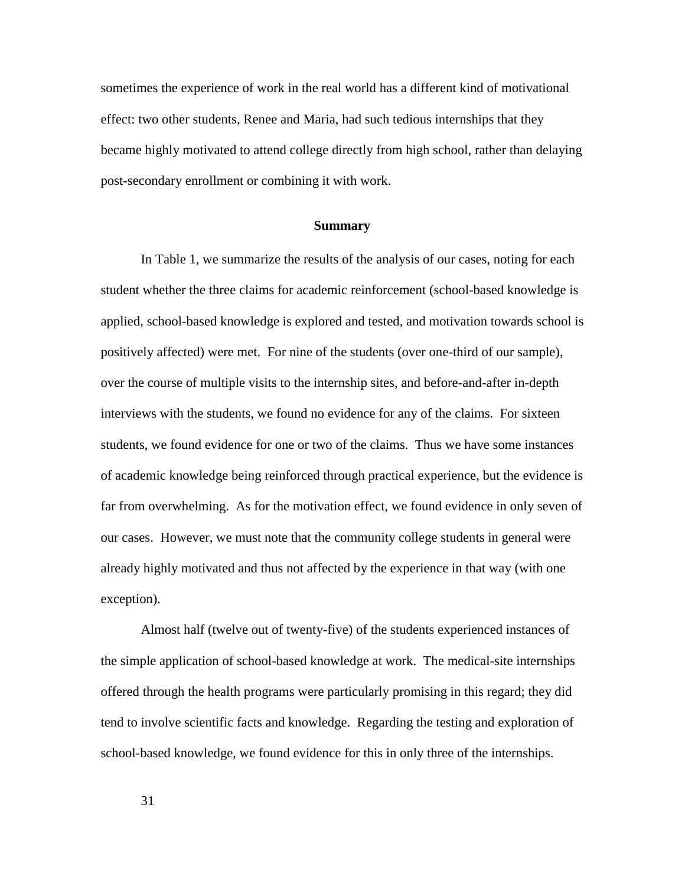sometimes the experience of work in the real world has a different kind of motivational effect: two other students, Renee and Maria, had such tedious internships that they became highly motivated to attend college directly from high school, rather than delaying post-secondary enrollment or combining it with work.

## Summary

In Table 1, we summarize the results of the analysis of our cases, noting for each student whether the three claims for academic reinforcement (school-based knowledge is applied, school-based knowledge is explored and tested, and motivation towards school is positively affected) were met. For nine of the students (over one-third of our sample), over the course of multiple visits to the internship sites, and before-and-after in-depth interviews with the students, we found no evidence for any of the claims. For sixteen students, we found evidence for one or two of the claims. Thus we have some instances of academic knowledge being reinforced through practical experience, but the evidence is far from overwhelming. As for the motivation effect, we found evidence in only seven of our cases. However, we must note that the community college students in general were already highly motivated and thus not affected by the experience in that way (with one exception).

Almost half (twelve out of twenty-five) of the students experienced instances of the simple application of school-based knowledge at work. The medical-site internships offered through the health programs were particularly promising in this regard; they did tend to involve scientific facts and knowledge. Regarding the testing and exploration of school-based knowledge, we found evidence for this in only three of the internships.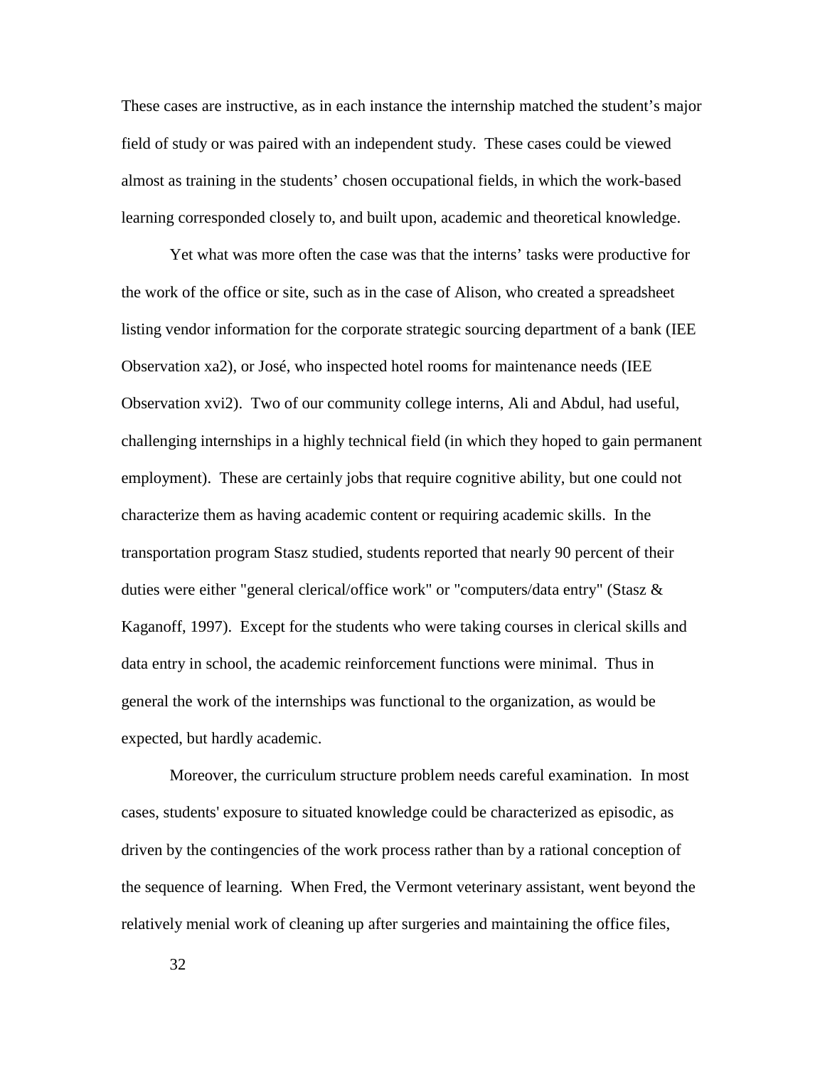These cases are instructive, as in each instance the internship matched the student's major field of study or was paired with an independent study. These cases could be viewed almost as training in the students' chosen occupational fields, in which the work-based learning corresponded closely to, and built upon, academic and theoretical knowledge.

Yet what was more often the case was that the interns' tasks were productive for the work of the office or site, such as in the case of Alison, who created a spreadsheet listing vendor information for the corporate strategic sourcing department of a bank (IEE Observation xa2), or José, who inspected hotel rooms for maintenance needs (IEE Observation xvi2). Two of our community college interns, Ali and Abdul, had useful, challenging internships in a highly technical field (in which they hoped to gain permanent employment). These are certainly jobs that require cognitive ability, but one could not characterize them as having academic content or requiring academic skills. In the transportation program Stasz studied, students reported that nearly 90 percent of their duties were either "general clerical/office work" or "computers/data entry" (Stasz & Kaganoff, 1997). Except for the students who were taking courses in clerical skills and data entry in school, the academic reinforcement functions were minimal. Thus in general the work of the internships was functional to the organization, as would be expected, but hardly academic.

Moreover, the curriculum structure problem needs careful examination. In most cases, students' exposure to situated knowledge could be characterized as episodic, as driven by the contingencies of the work process rather than by a rational conception of the sequence of learning. When Fred, the Vermont veterinary assistant, went beyond the relatively menial work of cleaning up after surgeries and maintaining the office files,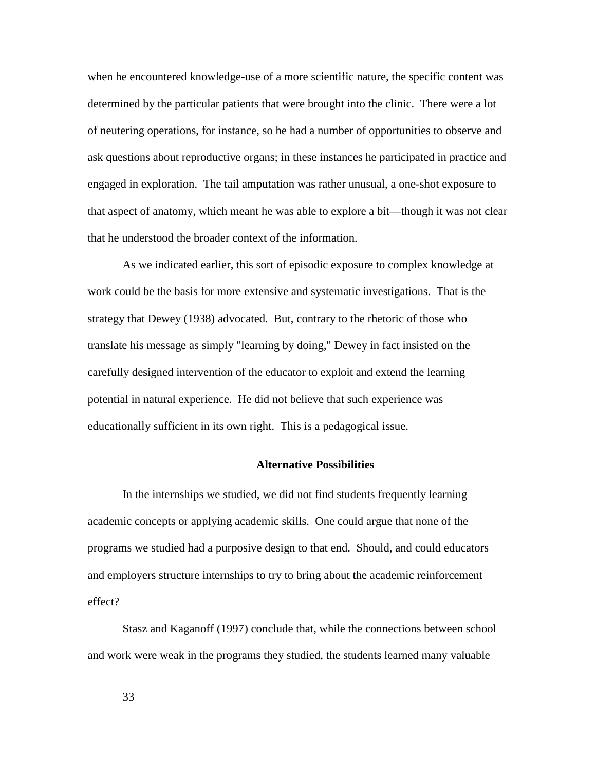when he encountered knowledge-use of a more scientific nature, the specific content was determined by the particular patients that were brought into the clinic. There were a lot of neutering operations, for instance, so he had a number of opportunities to observe and ask questions about reproductive organs; in these instances he participated in practice and engaged in exploration. The tail amputation was rather unusual, a one-shot exposure to that aspect of anatomy, which meant he was able to explore a bit—though it was not clear that he understood the broader context of the information.

As we indicated earlier, this sort of episodic exposure to complex knowledge at work could be the basis for more extensive and systematic investigations. That is the strategy that Dewey (1938) advocated. But, contrary to the rhetoric of those who translate his message as simply "learning by doing," Dewey in fact insisted on the carefully designed intervention of the educator to exploit and extend the learning potential in natural experience. He did not believe that such experience was educationally sufficient in its own right. This is a pedagogical issue.

## Alternative Possibilities

In the internships we studied, we did not find students frequently learning academic concepts or applying academic skills. One could argue that none of the programs we studied had a purposive design to that end. Should, and could educators and employers structure internships to try to bring about the academic reinforcement effect?

Stasz and Kaganoff (1997) conclude that, while the connections between school and work were weak in the programs they studied, the students learned many valuable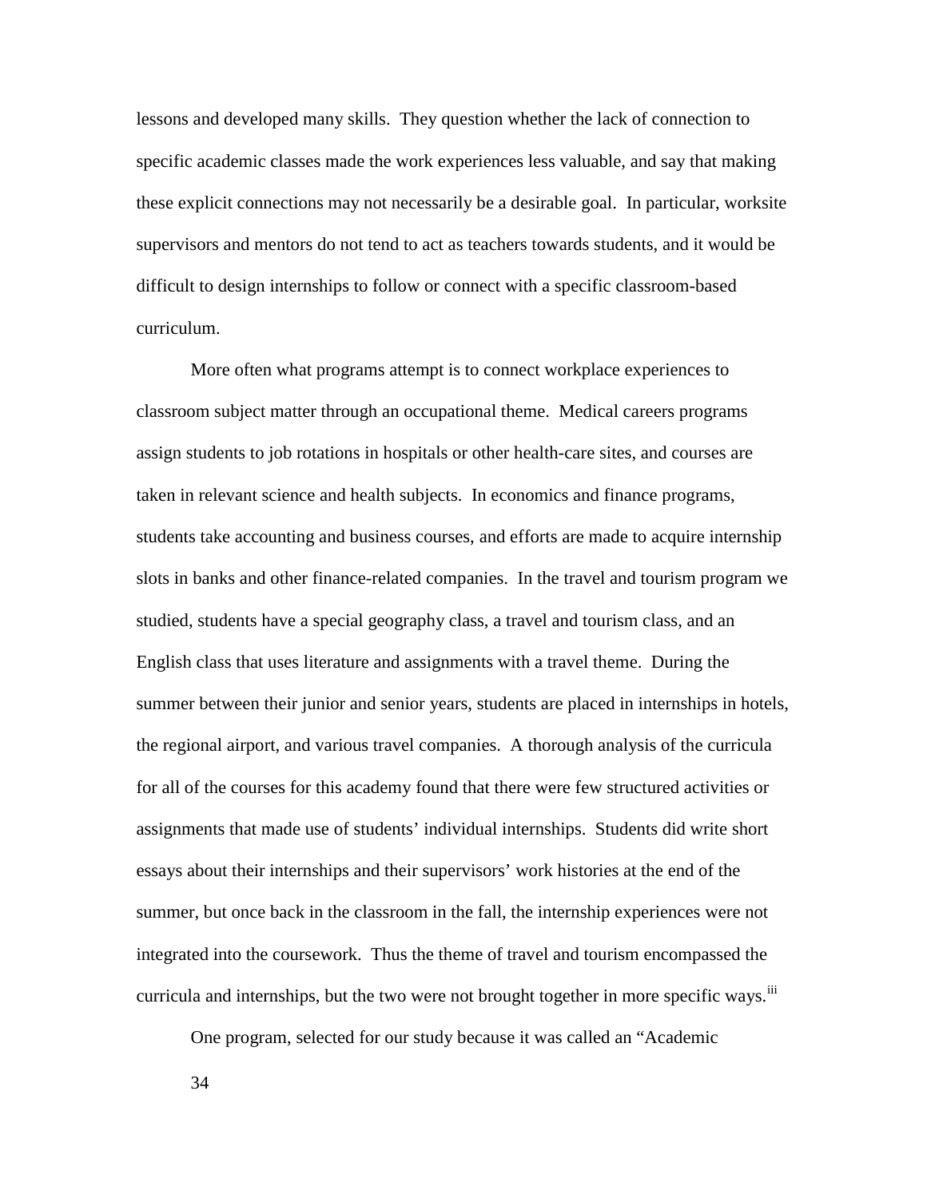lessons and developed many skills. They question whether the lack of connection to specific academic classes made the work experiences less valuable, and say that making these explicit connections may not necessarily be a desirable goal. In particular, worksite supervisors and mentors do not tend to act as teachers towards students, and it would be difficult to design internships to follow or connect with a specific classroom-based curriculum.

More often what programs attempt is to connect workplace experiences to classroom subject matter through an occupational theme. Medical careers programs assign students to job rotations in hospitals or other health-care sites, and courses are taken in relevant science and health subjects. In economics and finance programs, students take accounting and business courses, and efforts are made to acquire internship slots in banks and other finance-related companies. In the travel and tourism program we studied, students have a special geography class, a travel and tourism class, and an English class that uses literature and assignments with a travel theme. During the summer between their junior and senior years, students are placed in internships in hotels, the regional airport, and various travel companies. A thorough analysis of the curricula for all of the courses for this academy found that there were few structured activities or assignments that made use of students' individual internships. Students did write short essays about their internships and their supervisors' work histories at the end of the summer, but once back in the classroom in the fall, the internship experiences were not integrated into the coursework. Thus the theme of travel and tourism encompassed the curricula and internships, but the two were not brought together in more specific ways.[iii]

One program, selected for our study because it was called an "Academic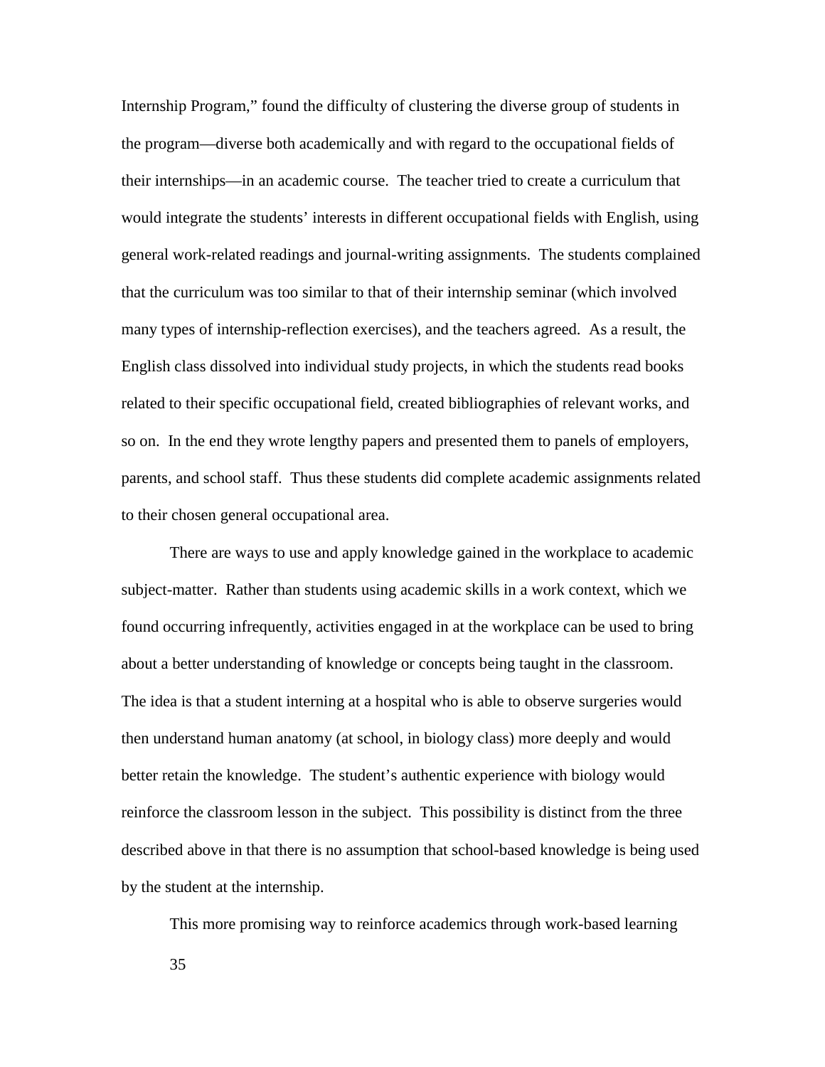Internship Program," found the difficulty of clustering the diverse group of students in the program—diverse both academically and with regard to the occupational fields of their internships—in an academic course. The teacher tried to create a curriculum that would integrate the students' interests in different occupational fields with English, using general work-related readings and journal-writing assignments. The students complained that the curriculum was too similar to that of their internship seminar (which involved many types of internship-reflection exercises), and the teachers agreed. As a result, the English class dissolved into individual study projects, in which the students read books related to their specific occupational field, created bibliographies of relevant works, and so on. In the end they wrote lengthy papers and presented them to panels of employers, parents, and school staff. Thus these students did complete academic assignments related to their chosen general occupational area.

There are ways to use and apply knowledge gained in the workplace to academic subject-matter. Rather than students using academic skills in a work context, which we found occurring infrequently, activities engaged in at the workplace can be used to bring about a better understanding of knowledge or concepts being taught in the classroom. The idea is that a student interning at a hospital who is able to observe surgeries would then understand human anatomy (at school, in biology class) more deeply and would better retain the knowledge. The student's authentic experience with biology would reinforce the classroom lesson in the subject. This possibility is distinct from the three described above in that there is no assumption that school-based knowledge is being used by the student at the internship.

This more promising way to reinforce academics through work-based learning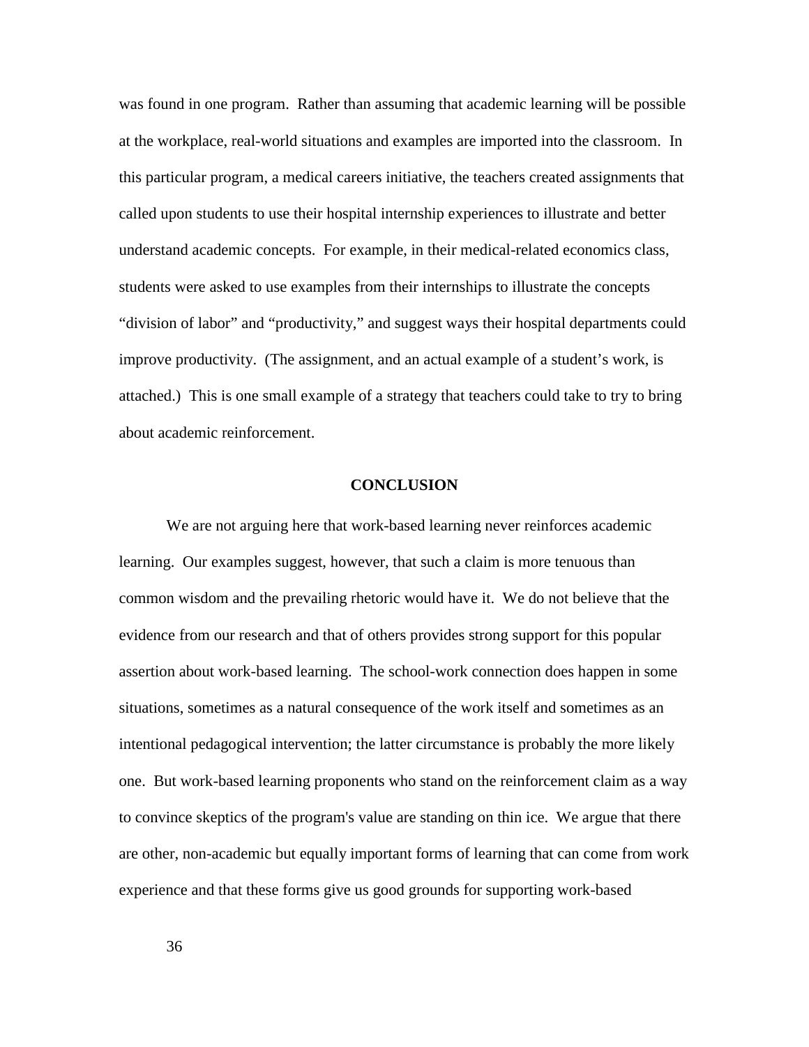was found in one program. Rather than assuming that academic learning will be possible at the workplace, real-world situations and examples are imported into the classroom. In this particular program, a medical careers initiative, the teachers created assignments that called upon students to use their hospital internship experiences to illustrate and better understand academic concepts. For example, in their medical-related economics class, students were asked to use examples from their internships to illustrate the concepts "division of labor" and "productivity," and suggest ways their hospital departments could improve productivity. (The assignment, and an actual example of a student's work, is attached.) This is one small example of a strategy that teachers could take to try to bring about academic reinforcement.

## CONCLUSION

We are not arguing here that work-based learning never reinforces academic learning. Our examples suggest, however, that such a claim is more tenuous than common wisdom and the prevailing rhetoric would have it. We do not believe that the evidence from our research and that of others provides strong support for this popular assertion about work-based learning. The school-work connection does happen in some situations, sometimes as a natural consequence of the work itself and sometimes as an intentional pedagogical intervention; the latter circumstance is probably the more likely one. But work-based learning proponents who stand on the reinforcement claim as a way to convince skeptics of the program's value are standing on thin ice. We argue that there are other, non-academic but equally important forms of learning that can come from work experience and that these forms give us good grounds for supporting work-based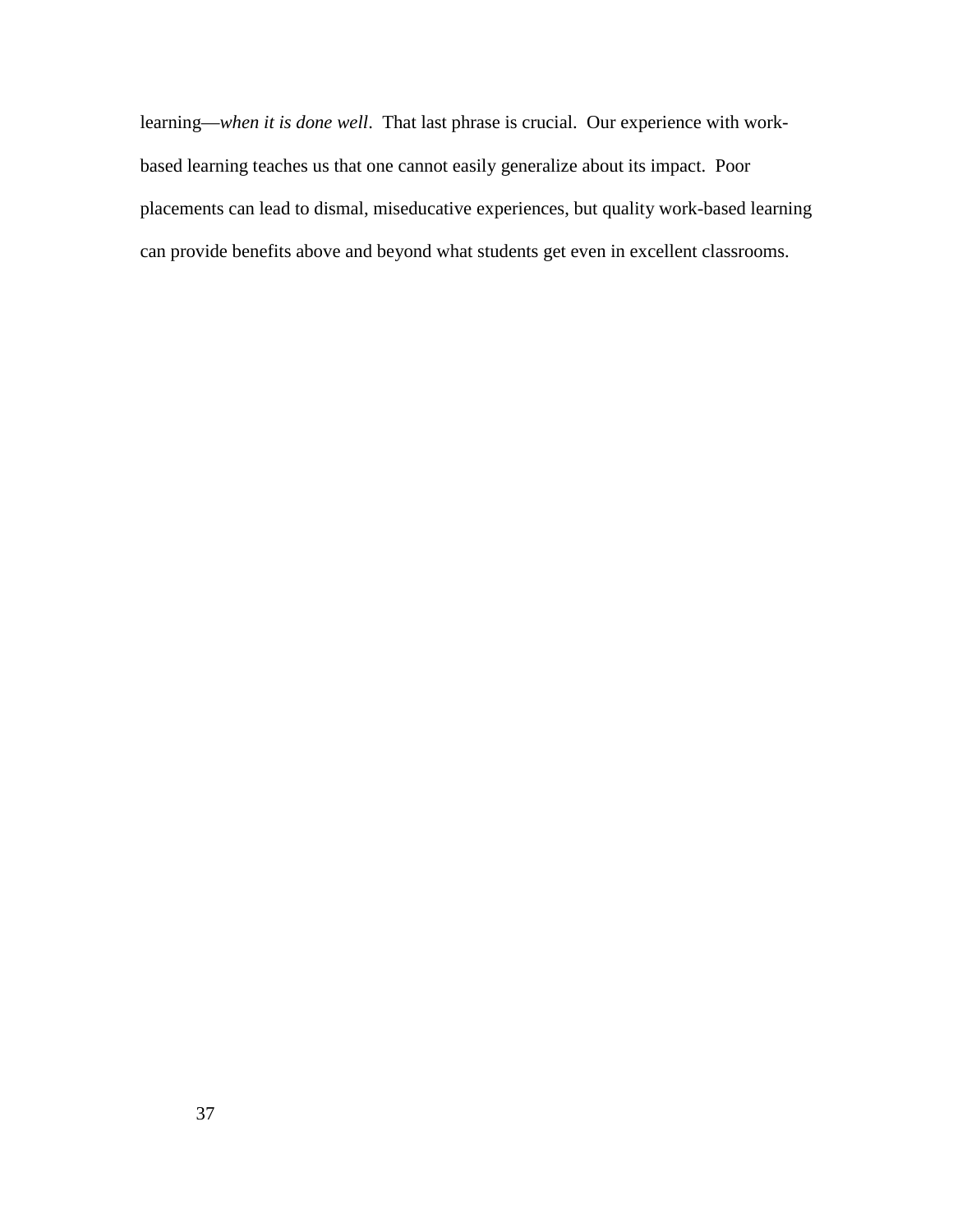learning—*when it is done well*. That last phrase is crucial. Our experience with work-based learning teaches us that one cannot easily generalize about its impact. Poor placements can lead to dismal, miseducative experiences, but quality work-based learning can provide benefits above and beyond what students get even in excellent classrooms.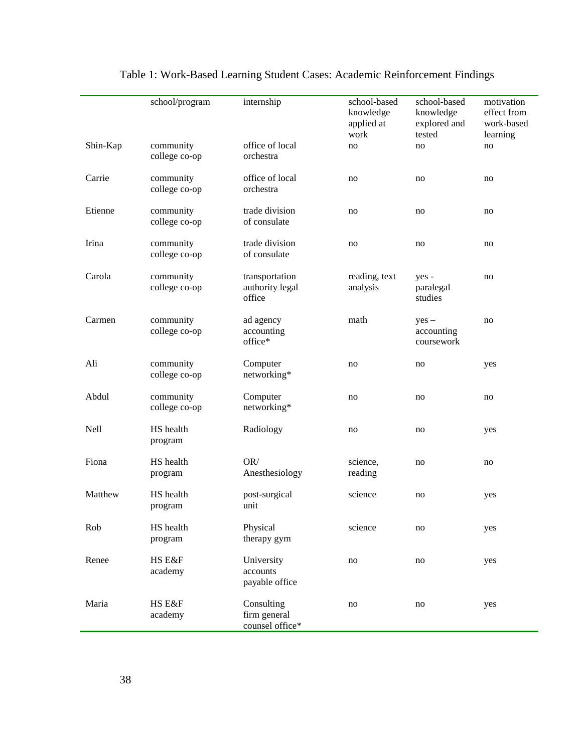Table 1: Work-Based Learning Student Cases: Academic Reinforcement Findings

| | school/program | internship | school-based knowledge applied at work | school-based knowledge explored and tested | motivation effect from work-based learning |
|---|---|---|---|---|---|
| Shin-Kap | community college co-op | office of local orchestra | no | no | no |
| Carrie | community college co-op | office of local orchestra | no | no | no |
| Etienne | community college co-op | trade division of consulate | no | no | no |
| Irina | community college co-op | trade division of consulate | no | no | no |
| Carola | community college co-op | transportation authority legal office | reading, text analysis | yes - paralegal studies | no |
| Carmen | community college co-op | ad agency accounting office* | math | yes – accounting coursework | no |
| Ali | community college co-op | Computer networking* | no | no | yes |
| Abdul | community college co-op | Computer networking* | no | no | no |
| Nell | HS health program | Radiology | no | no | yes |
| Fiona | HS health program | OR/ Anesthesiology | science, reading | no | no |
| Matthew | HS health program | post-surgical unit | science | no | yes |
| Rob | HS health program | Physical therapy gym | science | no | yes |
| Renee | HS E&F academy | University accounts payable office | no | no | yes |
| Maria | HS E&F academy | Consulting firm general counsel office* | no | no | yes |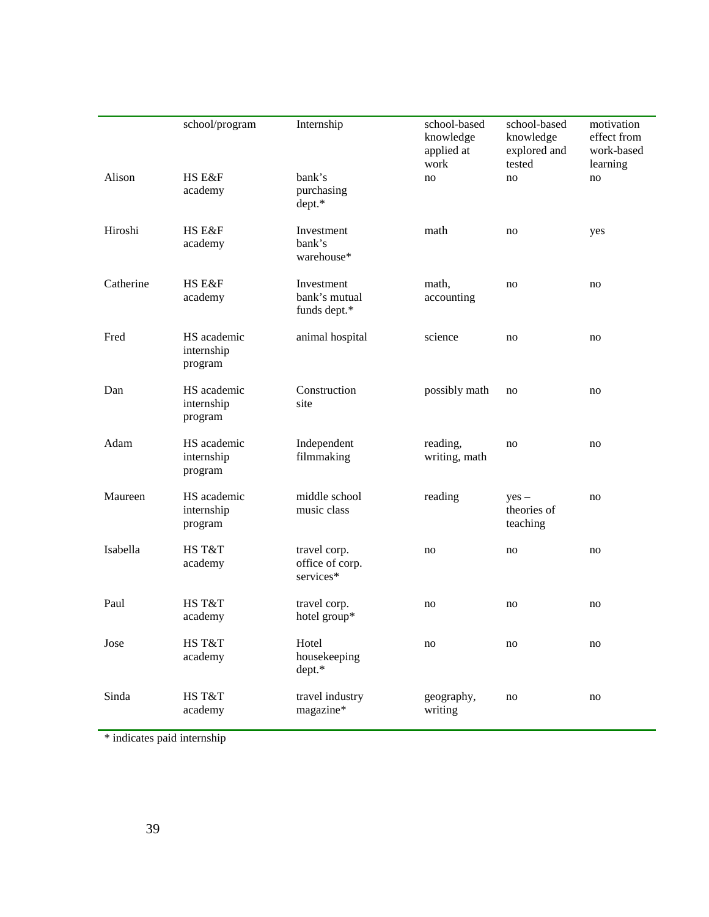| | school/program | Internship | school-based knowledge applied at work | school-based knowledge explored and tested | motivation effect from work-based learning |
|---|---|---|---|---|---|
| Alison | HS E&F academy | bank's purchasing dept.* | no | no | no |
| Hiroshi | HS E&F academy | Investment bank's warehouse* | math | no | yes |
| Catherine | HS E&F academy | Investment bank's mutual funds dept.* | math, accounting | no | no |
| Fred | HS academic internship program | animal hospital | science | no | no |
| Dan | HS academic internship program | Construction site | possibly math | no | no |
| Adam | HS academic internship program | Independent filmmaking | reading, writing, math | no | no |
| Maureen | HS academic internship program | middle school music class | reading | yes – theories of teaching | no |
| Isabella | HS T&T academy | travel corp. office of corp. services* | no | no | no |
| Paul | HS T&T academy | travel corp. hotel group* | no | no | no |
| Jose | HS T&T academy | Hotel housekeeping dept.* | no | no | no |
| Sinda | HS T&T academy | travel industry magazine* | geography, writing | no | no |

* indicates paid internship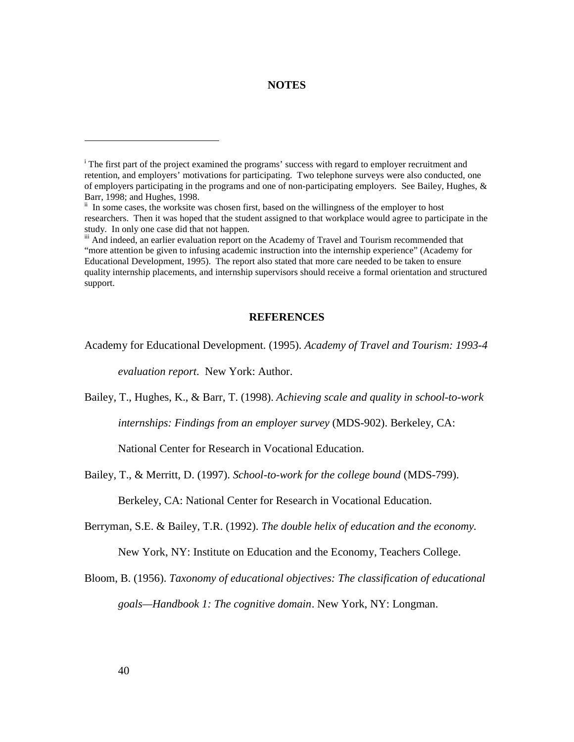## NOTES

---

[i] The first part of the project examined the programs' success with regard to employer recruitment and retention, and employers' motivations for participating. Two telephone surveys were also conducted, one of employers participating in the programs and one of non-participating employers. See Bailey, Hughes, & Barr, 1998; and Hughes, 1998.

[ii] In some cases, the worksite was chosen first, based on the willingness of the employer to host researchers. Then it was hoped that the student assigned to that workplace would agree to participate in the study. In only one case did that not happen.

[iii] And indeed, an earlier evaluation report on the Academy of Travel and Tourism recommended that "more attention be given to infusing academic instruction into the internship experience" (Academy for Educational Development, 1995). The report also stated that more care needed to be taken to ensure quality internship placements, and internship supervisors should receive a formal orientation and structured support.

## REFERENCES

Academy for Educational Development. (1995). *Academy of Travel and Tourism: 1993-4 evaluation report*. New York: Author.

Bailey, T., Hughes, K., & Barr, T. (1998). *Achieving scale and quality in school-to-work internships: Findings from an employer survey* (MDS-902). Berkeley, CA: National Center for Research in Vocational Education.

Bailey, T., & Merritt, D. (1997). *School-to-work for the college bound* (MDS-799). Berkeley, CA: National Center for Research in Vocational Education.

Berryman, S.E. & Bailey, T.R. (1992). *The double helix of education and the economy.* New York, NY: Institute on Education and the Economy, Teachers College.

Bloom, B. (1956). *Taxonomy of educational objectives: The classification of educational goals—Handbook 1: The cognitive domain*. New York, NY: Longman.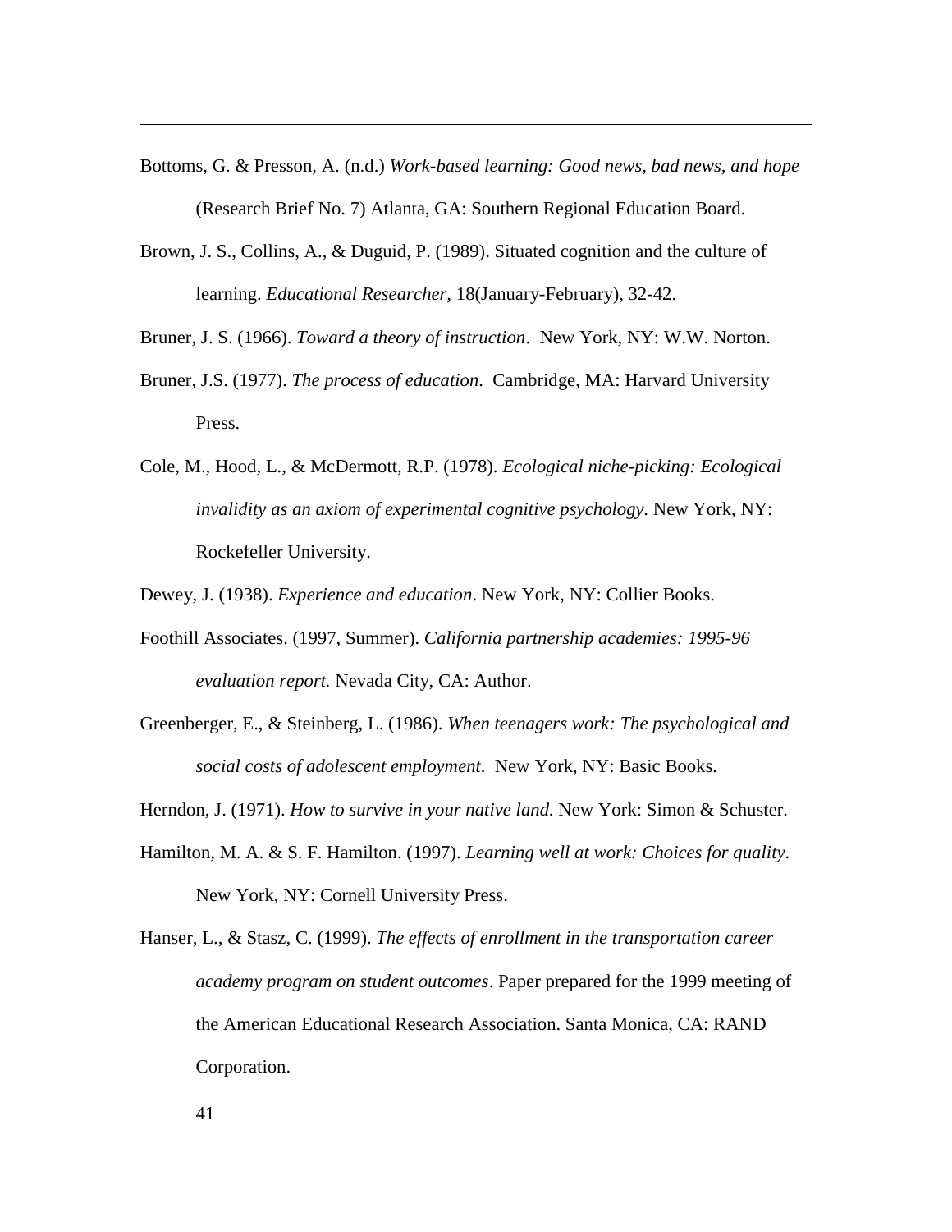Bottoms, G. & Presson, A. (n.d.) *Work-based learning: Good news, bad news, and hope* (Research Brief No. 7) Atlanta, GA: Southern Regional Education Board.

Brown, J. S., Collins, A., & Duguid, P. (1989). Situated cognition and the culture of learning. *Educational Researcher*, 18(January-February), 32-42.

Bruner, J. S. (1966). *Toward a theory of instruction*. New York, NY: W.W. Norton.

Bruner, J.S. (1977). *The process of education*. Cambridge, MA: Harvard University Press.

Cole, M., Hood, L., & McDermott, R.P. (1978). *Ecological niche-picking: Ecological invalidity as an axiom of experimental cognitive psychology*. New York, NY: Rockefeller University.

Dewey, J. (1938). *Experience and education*. New York, NY: Collier Books.

Foothill Associates. (1997, Summer). *California partnership academies: 1995-96 evaluation report.* Nevada City, CA: Author.

Greenberger, E., & Steinberg, L. (1986). *When teenagers work: The psychological and social costs of adolescent employment*. New York, NY: Basic Books.

Herndon, J. (1971). *How to survive in your native land.* New York: Simon & Schuster.

Hamilton, M. A. & S. F. Hamilton. (1997). *Learning well at work: Choices for quality*. New York, NY: Cornell University Press.

Hanser, L., & Stasz, C. (1999). *The effects of enrollment in the transportation career academy program on student outcomes*. Paper prepared for the 1999 meeting of the American Educational Research Association. Santa Monica, CA: RAND Corporation.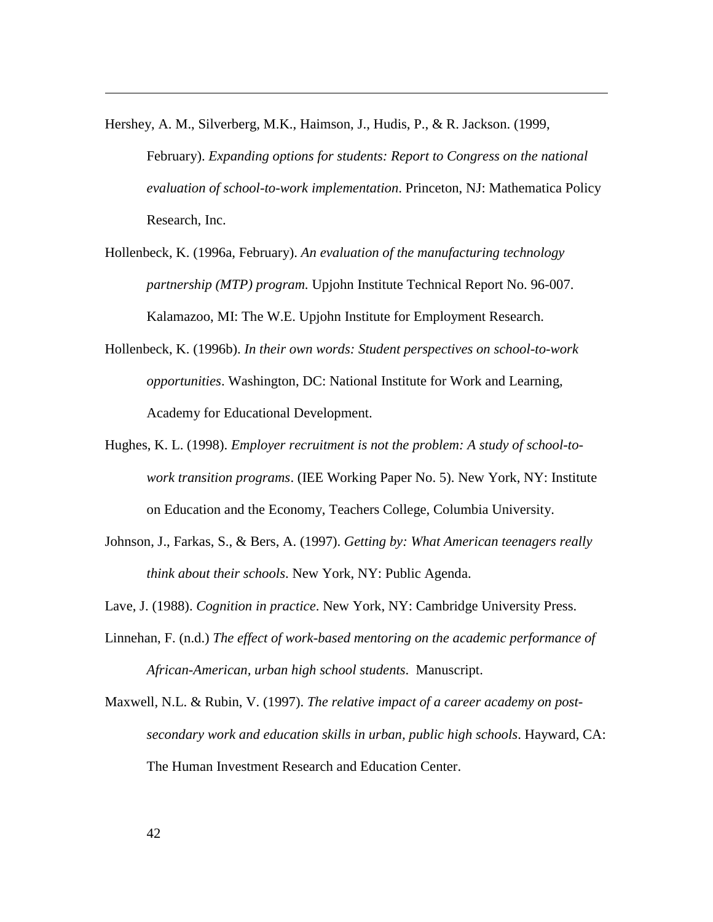Hershey, A. M., Silverberg, M.K., Haimson, J., Hudis, P., & R. Jackson. (1999, February). *Expanding options for students: Report to Congress on the national evaluation of school-to-work implementation*. Princeton, NJ: Mathematica Policy Research, Inc.

Hollenbeck, K. (1996a, February). *An evaluation of the manufacturing technology partnership (MTP) program.* Upjohn Institute Technical Report No. 96-007. Kalamazoo, MI: The W.E. Upjohn Institute for Employment Research.

Hollenbeck, K. (1996b). *In their own words: Student perspectives on school-to-work opportunities*. Washington, DC: National Institute for Work and Learning, Academy for Educational Development.

Hughes, K. L. (1998). *Employer recruitment is not the problem: A study of school-to-work transition programs*. (IEE Working Paper No. 5). New York, NY: Institute on Education and the Economy, Teachers College, Columbia University.

Johnson, J., Farkas, S., & Bers, A. (1997). *Getting by: What American teenagers really think about their schools*. New York, NY: Public Agenda.

Lave, J. (1988). *Cognition in practice*. New York, NY: Cambridge University Press.

Linnehan, F. (n.d.) *The effect of work-based mentoring on the academic performance of African-American, urban high school students*. Manuscript.

Maxwell, N.L. & Rubin, V. (1997). *The relative impact of a career academy on post-secondary work and education skills in urban, public high schools*. Hayward, CA: The Human Investment Research and Education Center.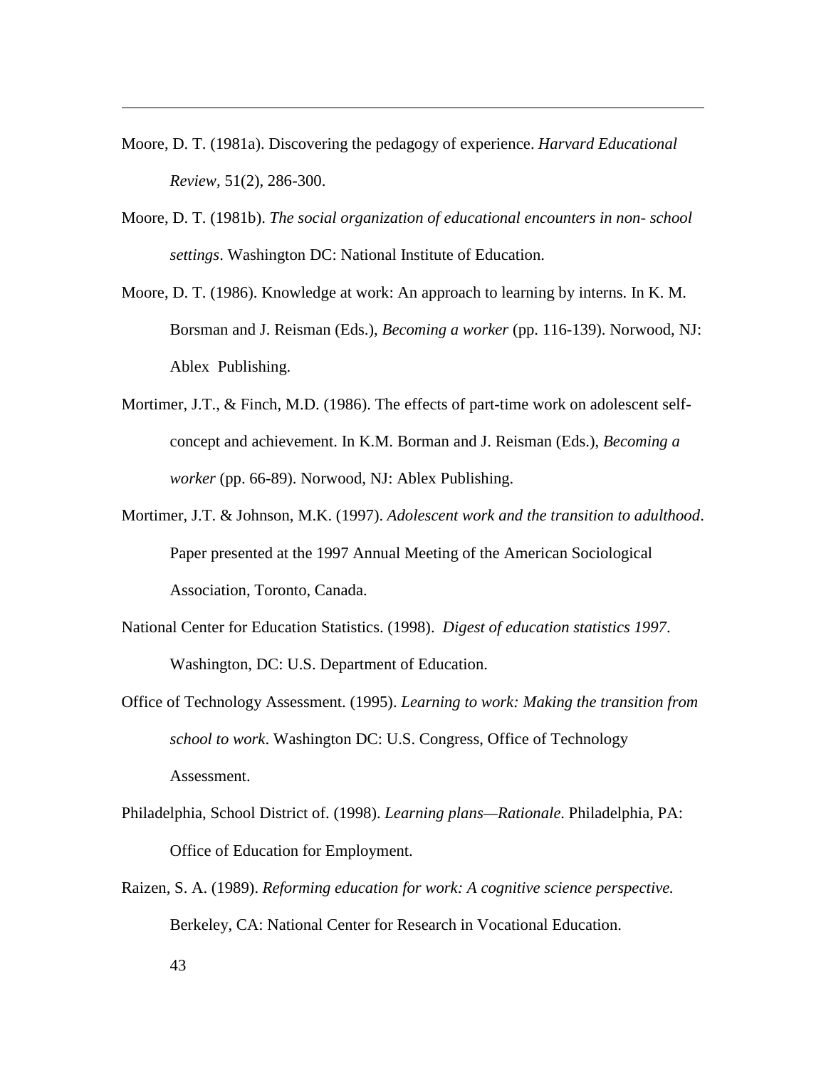Moore, D. T. (1981a). Discovering the pedagogy of experience. *Harvard Educational Review,* 51(2), 286-300.

Moore, D. T. (1981b). *The social organization of educational encounters in non- school settings*. Washington DC: National Institute of Education.

Moore, D. T. (1986). Knowledge at work: An approach to learning by interns. In K. M. Borsman and J. Reisman (Eds.), *Becoming a worker* (pp. 116-139). Norwood, NJ: Ablex Publishing.

Mortimer, J.T., & Finch, M.D. (1986). The effects of part-time work on adolescent self-concept and achievement. In K.M. Borman and J. Reisman (Eds.), *Becoming a worker* (pp. 66-89). Norwood, NJ: Ablex Publishing.

Mortimer, J.T. & Johnson, M.K. (1997). *Adolescent work and the transition to adulthood*. Paper presented at the 1997 Annual Meeting of the American Sociological Association, Toronto, Canada.

National Center for Education Statistics. (1998). *Digest of education statistics 1997*. Washington, DC: U.S. Department of Education.

Office of Technology Assessment. (1995). *Learning to work: Making the transition from school to work*. Washington DC: U.S. Congress, Office of Technology Assessment.

Philadelphia, School District of. (1998). *Learning plans—Rationale*. Philadelphia, PA: Office of Education for Employment.

Raizen, S. A. (1989). *Reforming education for work: A cognitive science perspective.* Berkeley, CA: National Center for Research in Vocational Education.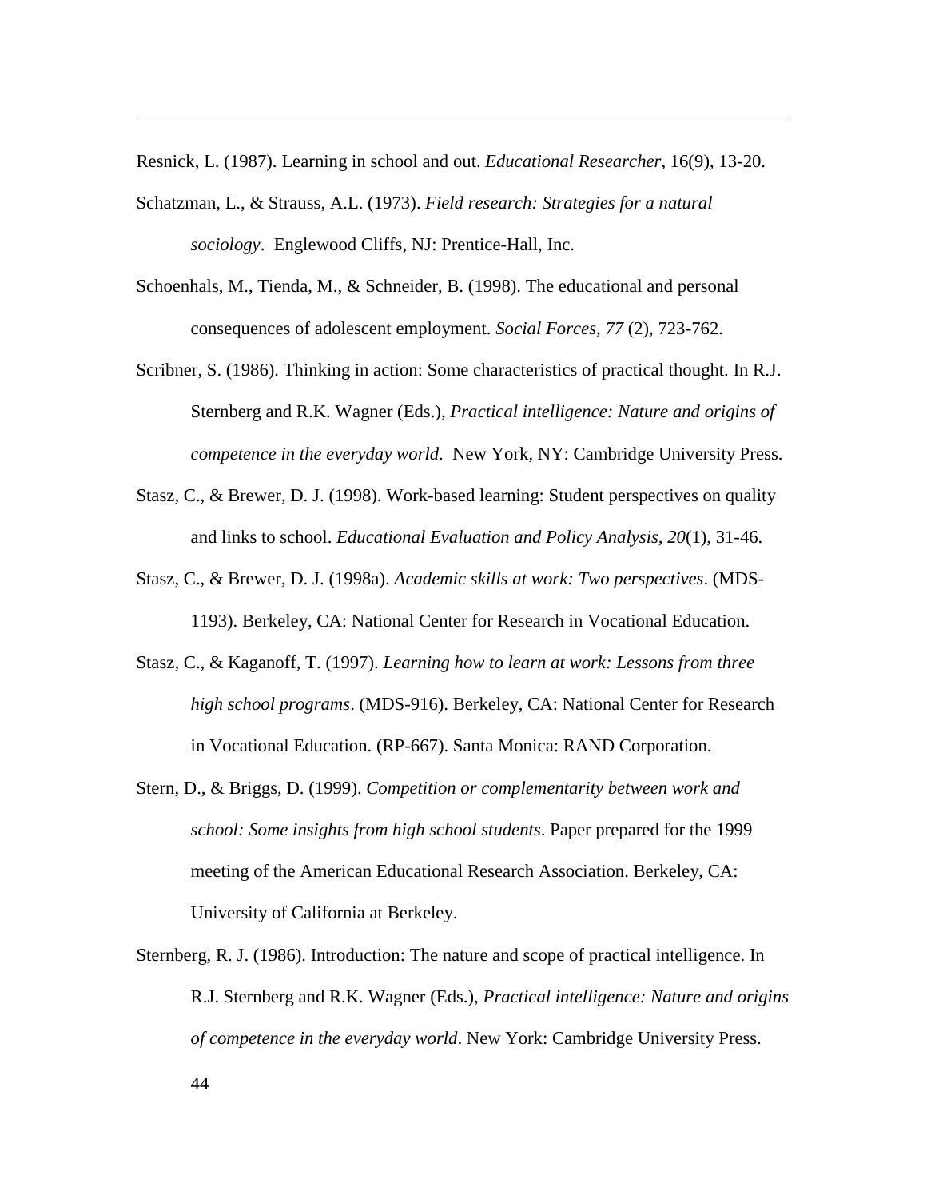Resnick, L. (1987). Learning in school and out. *Educational Researcher*, 16(9), 13-20.

Schatzman, L., & Strauss, A.L. (1973). *Field research: Strategies for a natural sociology*. Englewood Cliffs, NJ: Prentice-Hall, Inc.

Schoenhals, M., Tienda, M., & Schneider, B. (1998). The educational and personal consequences of adolescent employment. *Social Forces, 77* (2), 723-762.

Scribner, S. (1986). Thinking in action: Some characteristics of practical thought. In R.J. Sternberg and R.K. Wagner (Eds.), *Practical intelligence: Nature and origins of competence in the everyday world*. New York, NY: Cambridge University Press.

Stasz, C., & Brewer, D. J. (1998). Work-based learning: Student perspectives on quality and links to school. *Educational Evaluation and Policy Analysis, 20*(1), 31-46.

Stasz, C., & Brewer, D. J. (1998a). *Academic skills at work: Two perspectives*. (MDS-1193). Berkeley, CA: National Center for Research in Vocational Education.

Stasz, C., & Kaganoff, T. (1997). *Learning how to learn at work: Lessons from three high school programs*. (MDS-916). Berkeley, CA: National Center for Research in Vocational Education. (RP-667). Santa Monica: RAND Corporation.

Stern, D., & Briggs, D. (1999). *Competition or complementarity between work and school: Some insights from high school students*. Paper prepared for the 1999 meeting of the American Educational Research Association. Berkeley, CA: University of California at Berkeley.

Sternberg, R. J. (1986). Introduction: The nature and scope of practical intelligence. In R.J. Sternberg and R.K. Wagner (Eds.), *Practical intelligence: Nature and origins of competence in the everyday world*. New York: Cambridge University Press.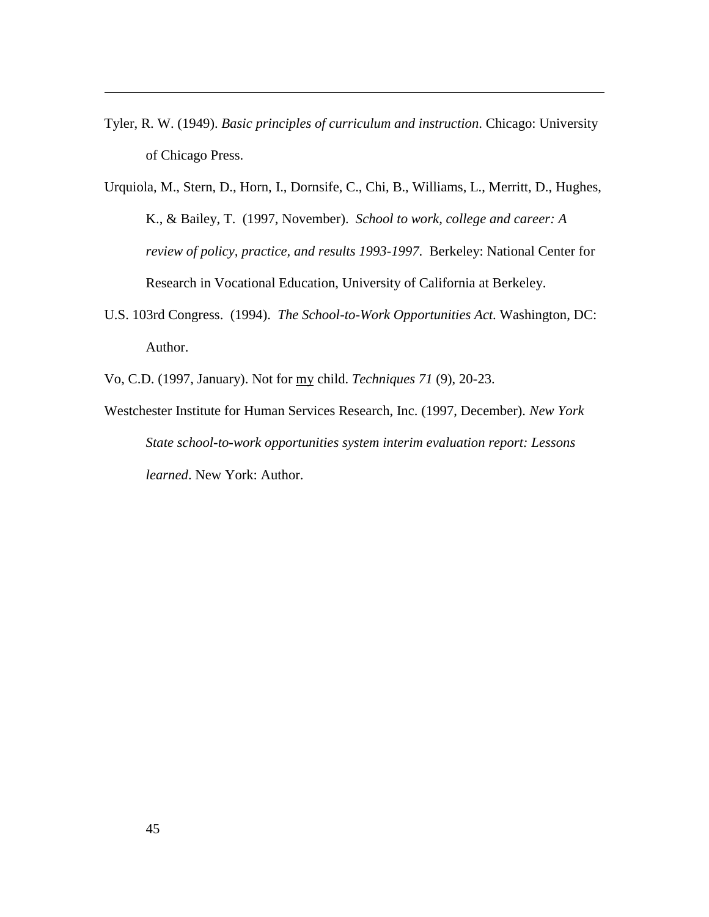Tyler, R. W. (1949). *Basic principles of curriculum and instruction*. Chicago: University of Chicago Press.

Urquiola, M., Stern, D., Horn, I., Dornsife, C., Chi, B., Williams, L., Merritt, D., Hughes, K., & Bailey, T. (1997, November). *School to work, college and career: A review of policy, practice, and results 1993-1997*. Berkeley: National Center for Research in Vocational Education, University of California at Berkeley.

U.S. 103rd Congress. (1994). *The School-to-Work Opportunities Act*. Washington, DC: Author.

Vo, C.D. (1997, January). Not for <u>my</u> child. *Techniques 71* (9), 20-23.

Westchester Institute for Human Services Research, Inc. (1997, December). *New York State school-to-work opportunities system interim evaluation report: Lessons learned*. New York: Author.